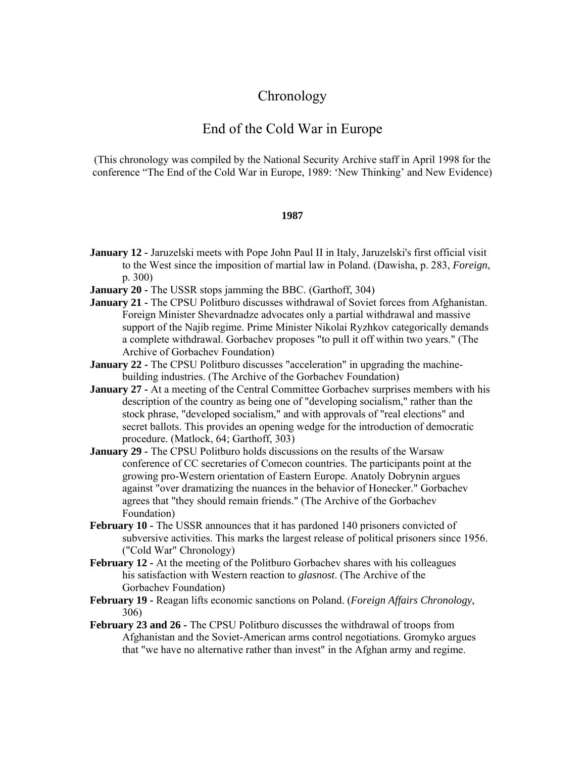# Chronology

## End of the Cold War in Europe

(This chronology was compiled by the National Security Archive staff in April 1998 for the conference "The End of the Cold War in Europe, 1989: 'New Thinking' and New Evidence)

### 1987

**January 12 -** Jaruzelski meets with Pope John Paul II in Italy, Jaruzelski's first official visit to the West since the imposition of martial law in Poland. (Dawisha, p. 283, *Foreign*, p. 300)

**January 20 -** The USSR stops jamming the BBC. (Garthoff, 304)

**January 21 -** The CPSU Politburo discusses withdrawal of Soviet forces from Afghanistan. Foreign Minister Shevardnadze advocates only a partial withdrawal and massive support of the Najib regime. Prime Minister Nikolai Ryzhkov categorically demands a complete withdrawal. Gorbachev proposes "to pull it off within two years." (The Archive of Gorbachev Foundation)

**January 22 -** The CPSU Politburo discusses "acceleration" in upgrading the machine-building industries. (The Archive of the Gorbachev Foundation)

**January 27 -** At a meeting of the Central Committee Gorbachev surprises members with his description of the country as being one of "developing socialism," rather than the stock phrase, "developed socialism," and with approvals of "real elections" and secret ballots. This provides an opening wedge for the introduction of democratic procedure. (Matlock, 64; Garthoff, 303)

**January 29 -** The CPSU Politburo holds discussions on the results of the Warsaw conference of CC secretaries of Comecon countries. The participants point at the growing pro-Western orientation of Eastern Europe. Anatoly Dobrynin argues against "over dramatizing the nuances in the behavior of Honecker." Gorbachev agrees that "they should remain friends." (The Archive of the Gorbachev Foundation)

**February 10 -** The USSR announces that it has pardoned 140 prisoners convicted of subversive activities. This marks the largest release of political prisoners since 1956. ("Cold War" Chronology)

**February 12 -** At the meeting of the Politburo Gorbachev shares with his colleagues his satisfaction with Western reaction to *glasnost*. (The Archive of the Gorbachev Foundation)

**February 19 -** Reagan lifts economic sanctions on Poland. (*Foreign Affairs Chronology*, 306)

**February 23 and 26 -** The CPSU Politburo discusses the withdrawal of troops from Afghanistan and the Soviet-American arms control negotiations. Gromyko argues that "we have no alternative rather than invest" in the Afghan army and regime.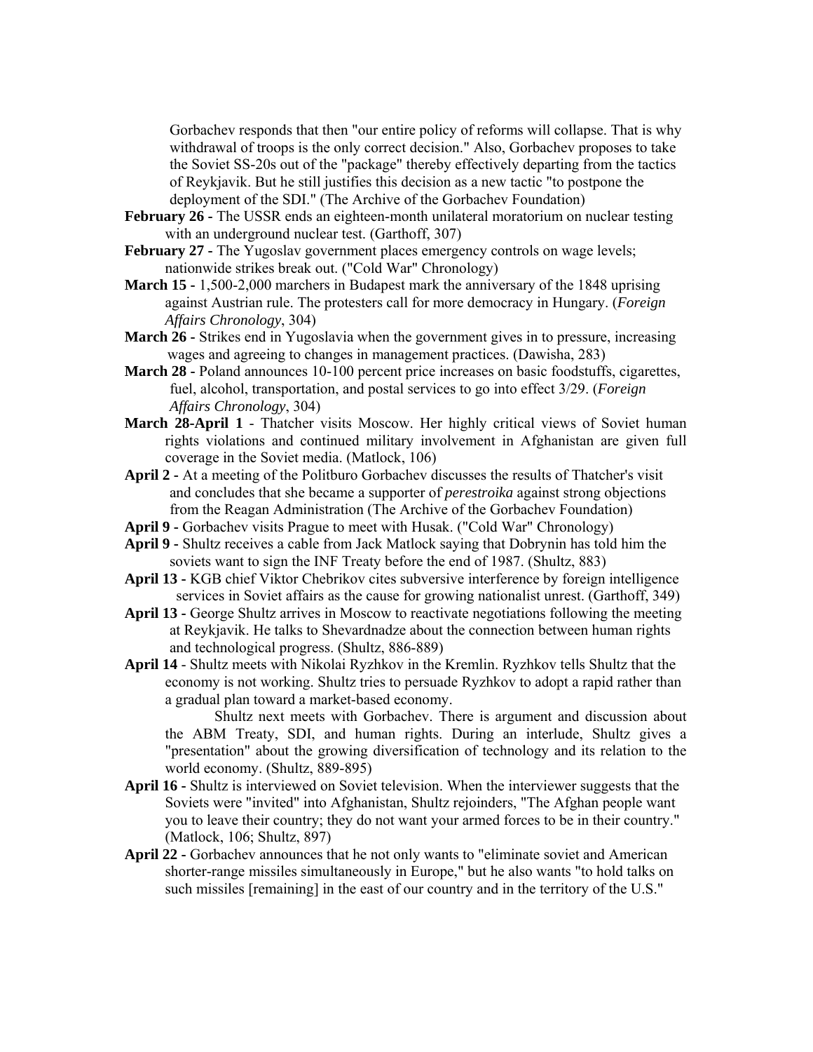Gorbachev responds that then "our entire policy of reforms will collapse. That is why withdrawal of troops is the only correct decision." Also, Gorbachev proposes to take the Soviet SS-20s out of the "package" thereby effectively departing from the tactics of Reykjavik. But he still justifies this decision as a new tactic "to postpone the deployment of the SDI." (The Archive of the Gorbachev Foundation)

**February 26 -** The USSR ends an eighteen-month unilateral moratorium on nuclear testing with an underground nuclear test. (Garthoff, 307)

**February 27 -** The Yugoslav government places emergency controls on wage levels; nationwide strikes break out. ("Cold War" Chronology)

**March 15 -** 1,500-2,000 marchers in Budapest mark the anniversary of the 1848 uprising against Austrian rule. The protesters call for more democracy in Hungary. (*Foreign Affairs Chronology*, 304)

**March 26 -** Strikes end in Yugoslavia when the government gives in to pressure, increasing wages and agreeing to changes in management practices. (Dawisha, 283)

**March 28 -** Poland announces 10-100 percent price increases on basic foodstuffs, cigarettes, fuel, alcohol, transportation, and postal services to go into effect 3/29. (*Foreign Affairs Chronology*, 304)

**March 28-April 1** - Thatcher visits Moscow. Her highly critical views of Soviet human rights violations and continued military involvement in Afghanistan are given full coverage in the Soviet media. (Matlock, 106)

**April 2 -** At a meeting of the Politburo Gorbachev discusses the results of Thatcher's visit and concludes that she became a supporter of *perestroika* against strong objections from the Reagan Administration (The Archive of the Gorbachev Foundation)

**April 9 -** Gorbachev visits Prague to meet with Husak. ("Cold War" Chronology)

**April 9 -** Shultz receives a cable from Jack Matlock saying that Dobrynin has told him the soviets want to sign the INF Treaty before the end of 1987. (Shultz, 883)

**April 13 -** KGB chief Viktor Chebrikov cites subversive interference by foreign intelligence services in Soviet affairs as the cause for growing nationalist unrest. (Garthoff, 349)

**April 13 -** George Shultz arrives in Moscow to reactivate negotiations following the meeting at Reykjavik. He talks to Shevardnadze about the connection between human rights and technological progress. (Shultz, 886-889)

**April 14** - Shultz meets with Nikolai Ryzhkov in the Kremlin. Ryzhkov tells Shultz that the economy is not working. Shultz tries to persuade Ryzhkov to adopt a rapid rather than a gradual plan toward a market-based economy.

Shultz next meets with Gorbachev. There is argument and discussion about the ABM Treaty, SDI, and human rights. During an interlude, Shultz gives a "presentation" about the growing diversification of technology and its relation to the world economy. (Shultz, 889-895)

**April 16 -** Shultz is interviewed on Soviet television. When the interviewer suggests that the Soviets were "invited" into Afghanistan, Shultz rejoinders, "The Afghan people want you to leave their country; they do not want your armed forces to be in their country." (Matlock, 106; Shultz, 897)

**April 22 -** Gorbachev announces that he not only wants to "eliminate soviet and American shorter-range missiles simultaneously in Europe," but he also wants "to hold talks on such missiles [remaining] in the east of our country and in the territory of the U.S."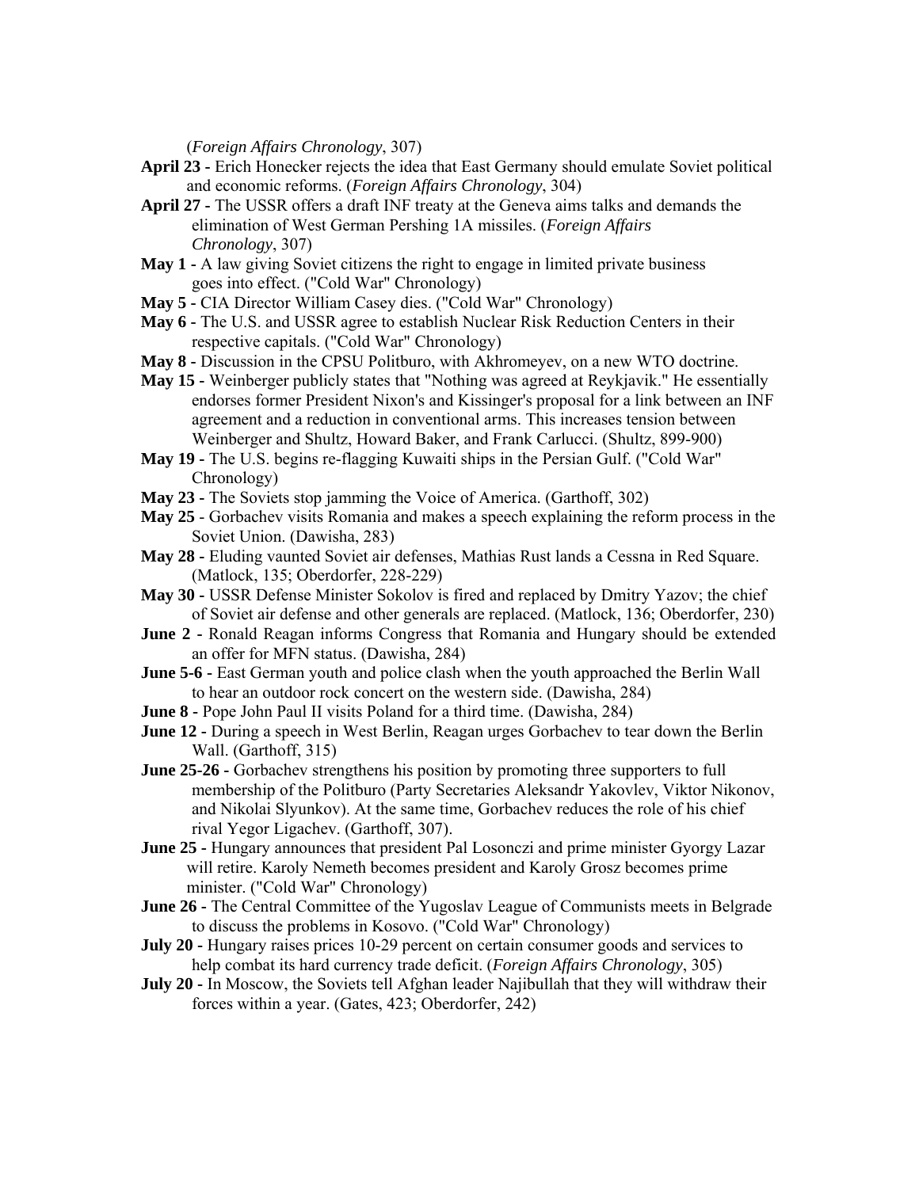(*Foreign Affairs Chronology*, 307)

**April 23 -** Erich Honecker rejects the idea that East Germany should emulate Soviet political and economic reforms. (*Foreign Affairs Chronology*, 304)

**April 27 -** The USSR offers a draft INF treaty at the Geneva aims talks and demands the elimination of West German Pershing 1A missiles. (*Foreign Affairs Chronology*, 307)

**May 1 -** A law giving Soviet citizens the right to engage in limited private business goes into effect. ("Cold War" Chronology)

**May 5 -** CIA Director William Casey dies. ("Cold War" Chronology)

**May 6 -** The U.S. and USSR agree to establish Nuclear Risk Reduction Centers in their respective capitals. ("Cold War" Chronology)

**May 8 -** Discussion in the CPSU Politburo, with Akhromeyev, on a new WTO doctrine.

**May 15 -** Weinberger publicly states that "Nothing was agreed at Reykjavik." He essentially endorses former President Nixon's and Kissinger's proposal for a link between an INF agreement and a reduction in conventional arms. This increases tension between Weinberger and Shultz, Howard Baker, and Frank Carlucci. (Shultz, 899-900)

**May 19 -** The U.S. begins re-flagging Kuwaiti ships in the Persian Gulf. ("Cold War" Chronology)

**May 23 -** The Soviets stop jamming the Voice of America. (Garthoff, 302)

**May 25** - Gorbachev visits Romania and makes a speech explaining the reform process in the Soviet Union. (Dawisha, 283)

**May 28 -** Eluding vaunted Soviet air defenses, Mathias Rust lands a Cessna in Red Square. (Matlock, 135; Oberdorfer, 228-229)

**May 30 -** USSR Defense Minister Sokolov is fired and replaced by Dmitry Yazov; the chief of Soviet air defense and other generals are replaced. (Matlock, 136; Oberdorfer, 230)

**June 2 -** Ronald Reagan informs Congress that Romania and Hungary should be extended an offer for MFN status. (Dawisha, 284)

**June 5-6 -** East German youth and police clash when the youth approached the Berlin Wall to hear an outdoor rock concert on the western side. (Dawisha, 284)

**June 8 -** Pope John Paul II visits Poland for a third time. (Dawisha, 284)

**June 12 -** During a speech in West Berlin, Reagan urges Gorbachev to tear down the Berlin Wall. (Garthoff, 315)

**June 25-26 -** Gorbachev strengthens his position by promoting three supporters to full membership of the Politburo (Party Secretaries Aleksandr Yakovlev, Viktor Nikonov, and Nikolai Slyunkov). At the same time, Gorbachev reduces the role of his chief rival Yegor Ligachev. (Garthoff, 307).

**June 25 -** Hungary announces that president Pal Losonczi and prime minister Gyorgy Lazar will retire. Karoly Nemeth becomes president and Karoly Grosz becomes prime minister. ("Cold War" Chronology)

**June 26 -** The Central Committee of the Yugoslav League of Communists meets in Belgrade to discuss the problems in Kosovo. ("Cold War" Chronology)

**July 20 -** Hungary raises prices 10-29 percent on certain consumer goods and services to help combat its hard currency trade deficit. (*Foreign Affairs Chronology*, 305)

**July 20 -** In Moscow, the Soviets tell Afghan leader Najibullah that they will withdraw their forces within a year. (Gates, 423; Oberdorfer, 242)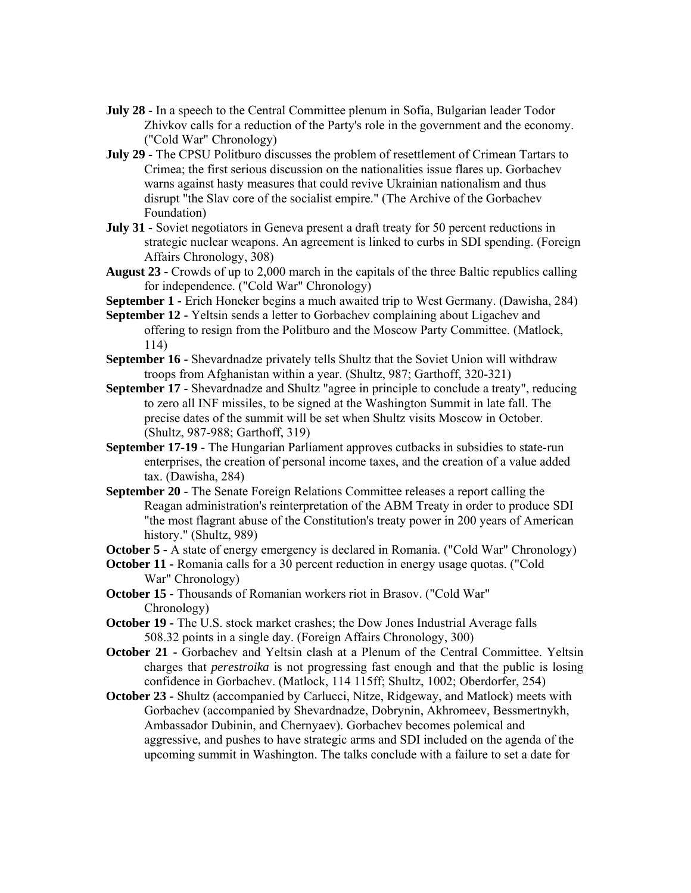**July 28** - In a speech to the Central Committee plenum in Sofia, Bulgarian leader Todor Zhivkov calls for a reduction of the Party's role in the government and the economy. ("Cold War" Chronology)

**July 29** - The CPSU Politburo discusses the problem of resettlement of Crimean Tartars to Crimea; the first serious discussion on the nationalities issue flares up. Gorbachev warns against hasty measures that could revive Ukrainian nationalism and thus disrupt "the Slav core of the socialist empire." (The Archive of the Gorbachev Foundation)

**July 31** - Soviet negotiators in Geneva present a draft treaty for 50 percent reductions in strategic nuclear weapons. An agreement is linked to curbs in SDI spending. (Foreign Affairs Chronology, 308)

**August 23** - Crowds of up to 2,000 march in the capitals of the three Baltic republics calling for independence. ("Cold War" Chronology)

**September 1** - Erich Honeker begins a much awaited trip to West Germany. (Dawisha, 284)

**September 12** - Yeltsin sends a letter to Gorbachev complaining about Ligachev and offering to resign from the Politburo and the Moscow Party Committee. (Matlock, 114)

**September 16** - Shevardnadze privately tells Shultz that the Soviet Union will withdraw troops from Afghanistan within a year. (Shultz, 987; Garthoff, 320-321)

**September 17** - Shevardnadze and Shultz "agree in principle to conclude a treaty", reducing to zero all INF missiles, to be signed at the Washington Summit in late fall. The precise dates of the summit will be set when Shultz visits Moscow in October. (Shultz, 987-988; Garthoff, 319)

**September 17-19** - The Hungarian Parliament approves cutbacks in subsidies to state-run enterprises, the creation of personal income taxes, and the creation of a value added tax. (Dawisha, 284)

**September 20** - The Senate Foreign Relations Committee releases a report calling the Reagan administration's reinterpretation of the ABM Treaty in order to produce SDI "the most flagrant abuse of the Constitution's treaty power in 200 years of American history." (Shultz, 989)

**October 5** - A state of energy emergency is declared in Romania. ("Cold War" Chronology)

**October 11** - Romania calls for a 30 percent reduction in energy usage quotas. ("Cold War" Chronology)

**October 15** - Thousands of Romanian workers riot in Brasov. ("Cold War" Chronology)

**October 19** - The U.S. stock market crashes; the Dow Jones Industrial Average falls 508.32 points in a single day. (Foreign Affairs Chronology, 300)

**October 21** - Gorbachev and Yeltsin clash at a Plenum of the Central Committee. Yeltsin charges that *perestroika* is not progressing fast enough and that the public is losing confidence in Gorbachev. (Matlock, 114 115ff; Shultz, 1002; Oberdorfer, 254)

**October 23** - Shultz (accompanied by Carlucci, Nitze, Ridgeway, and Matlock) meets with Gorbachev (accompanied by Shevardnadze, Dobrynin, Akhromeev, Bessmertnykh, Ambassador Dubinin, and Chernyaev). Gorbachev becomes polemical and aggressive, and pushes to have strategic arms and SDI included on the agenda of the upcoming summit in Washington. The talks conclude with a failure to set a date for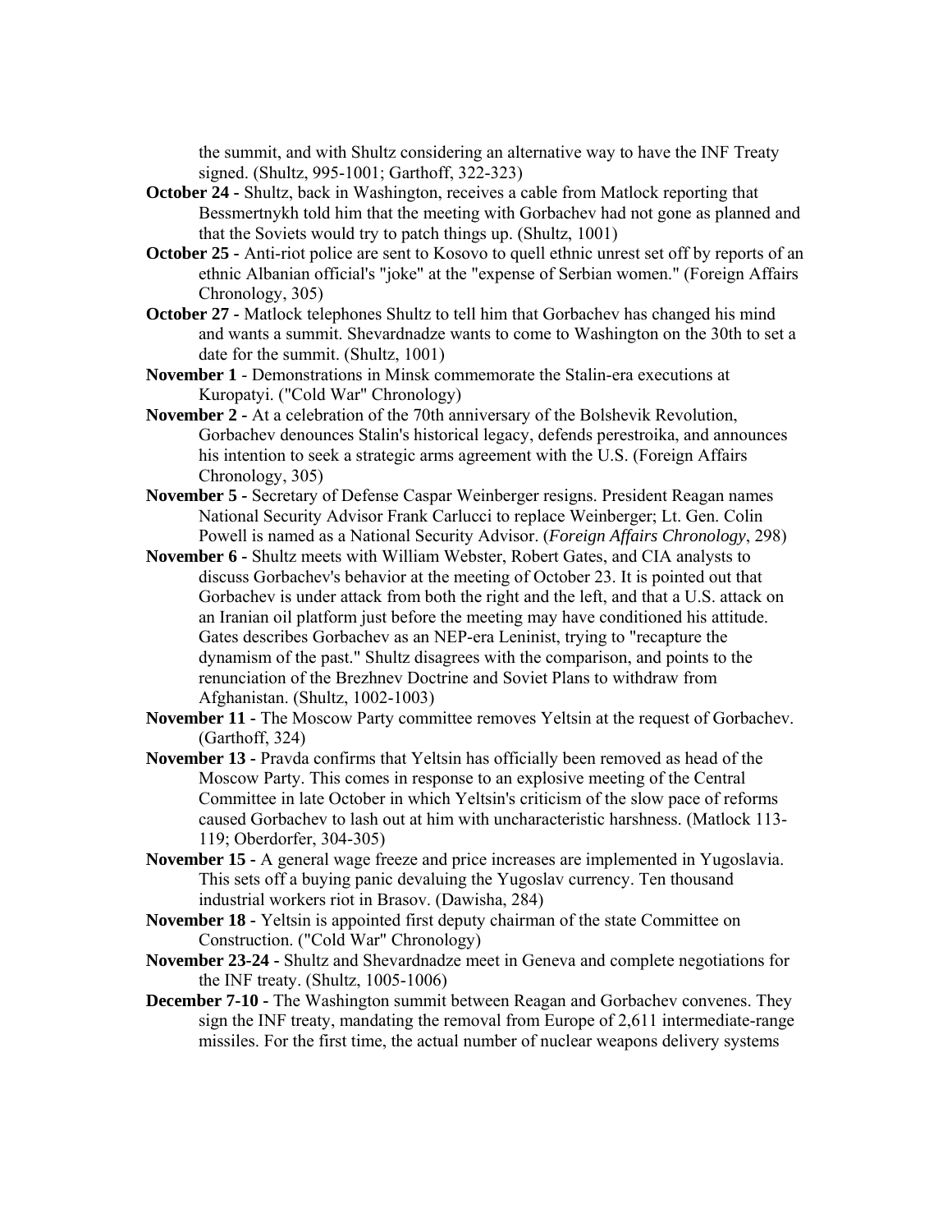the summit, and with Shultz considering an alternative way to have the INF Treaty signed. (Shultz, 995-1001; Garthoff, 322-323)

**October 24 -** Shultz, back in Washington, receives a cable from Matlock reporting that Bessmertnykh told him that the meeting with Gorbachev had not gone as planned and that the Soviets would try to patch things up. (Shultz, 1001)

**October 25 -** Anti-riot police are sent to Kosovo to quell ethnic unrest set off by reports of an ethnic Albanian official's "joke" at the "expense of Serbian women." (Foreign Affairs Chronology, 305)

**October 27 -** Matlock telephones Shultz to tell him that Gorbachev has changed his mind and wants a summit. Shevardnadze wants to come to Washington on the 30th to set a date for the summit. (Shultz, 1001)

**November 1** - Demonstrations in Minsk commemorate the Stalin-era executions at Kuropatyi. ("Cold War" Chronology)

**November 2 -** At a celebration of the 70th anniversary of the Bolshevik Revolution, Gorbachev denounces Stalin's historical legacy, defends perestroika, and announces his intention to seek a strategic arms agreement with the U.S. (Foreign Affairs Chronology, 305)

**November 5 -** Secretary of Defense Caspar Weinberger resigns. President Reagan names National Security Advisor Frank Carlucci to replace Weinberger; Lt. Gen. Colin Powell is named as a National Security Advisor. (*Foreign Affairs Chronology*, 298)

**November 6 -** Shultz meets with William Webster, Robert Gates, and CIA analysts to discuss Gorbachev's behavior at the meeting of October 23. It is pointed out that Gorbachev is under attack from both the right and the left, and that a U.S. attack on an Iranian oil platform just before the meeting may have conditioned his attitude. Gates describes Gorbachev as an NEP-era Leninist, trying to "recapture the dynamism of the past." Shultz disagrees with the comparison, and points to the renunciation of the Brezhnev Doctrine and Soviet Plans to withdraw from Afghanistan. (Shultz, 1002-1003)

**November 11 -** The Moscow Party committee removes Yeltsin at the request of Gorbachev. (Garthoff, 324)

**November 13 -** Pravda confirms that Yeltsin has officially been removed as head of the Moscow Party. This comes in response to an explosive meeting of the Central Committee in late October in which Yeltsin's criticism of the slow pace of reforms caused Gorbachev to lash out at him with uncharacteristic harshness. (Matlock 113-119; Oberdorfer, 304-305)

**November 15 -** A general wage freeze and price increases are implemented in Yugoslavia. This sets off a buying panic devaluing the Yugoslav currency. Ten thousand industrial workers riot in Brasov. (Dawisha, 284)

**November 18 -** Yeltsin is appointed first deputy chairman of the state Committee on Construction. ("Cold War" Chronology)

**November 23-24 -** Shultz and Shevardnadze meet in Geneva and complete negotiations for the INF treaty. (Shultz, 1005-1006)

**December 7-10 -** The Washington summit between Reagan and Gorbachev convenes. They sign the INF treaty, mandating the removal from Europe of 2,611 intermediate-range missiles. For the first time, the actual number of nuclear weapons delivery systems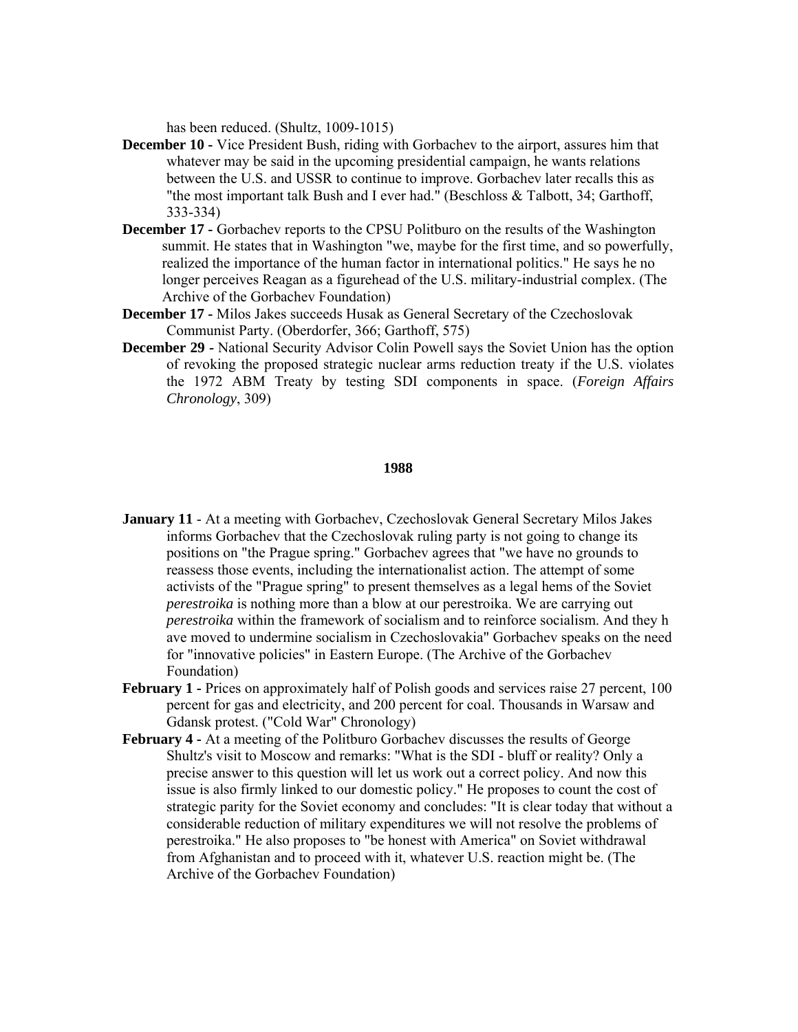has been reduced. (Shultz, 1009-1015)

**December 10 -** Vice President Bush, riding with Gorbachev to the airport, assures him that whatever may be said in the upcoming presidential campaign, he wants relations between the U.S. and USSR to continue to improve. Gorbachev later recalls this as "the most important talk Bush and I ever had." (Beschloss & Talbott, 34; Garthoff, 333-334)

**December 17 -** Gorbachev reports to the CPSU Politburo on the results of the Washington summit. He states that in Washington "we, maybe for the first time, and so powerfully, realized the importance of the human factor in international politics." He says he no longer perceives Reagan as a figurehead of the U.S. military-industrial complex. (The Archive of the Gorbachev Foundation)

**December 17 -** Milos Jakes succeeds Husak as General Secretary of the Czechoslovak Communist Party. (Oberdorfer, 366; Garthoff, 575)

**December 29 -** National Security Advisor Colin Powell says the Soviet Union has the option of revoking the proposed strategic nuclear arms reduction treaty if the U.S. violates the 1972 ABM Treaty by testing SDI components in space. (*Foreign Affairs Chronology*, 309)

## 1988

**January 11** - At a meeting with Gorbachev, Czechoslovak General Secretary Milos Jakes informs Gorbachev that the Czechoslovak ruling party is not going to change its positions on "the Prague spring." Gorbachev agrees that "we have no grounds to reassess those events, including the internationalist action. The attempt of some activists of the "Prague spring" to present themselves as a legal hems of the Soviet *perestroika* is nothing more than a blow at our perestroika. We are carrying out *perestroika* within the framework of socialism and to reinforce socialism. And they h ave moved to undermine socialism in Czechoslovakia" Gorbachev speaks on the need for "innovative policies" in Eastern Europe. (The Archive of the Gorbachev Foundation)

**February 1 -** Prices on approximately half of Polish goods and services raise 27 percent, 100 percent for gas and electricity, and 200 percent for coal. Thousands in Warsaw and Gdansk protest. ("Cold War" Chronology)

**February 4 -** At a meeting of the Politburo Gorbachev discusses the results of George Shultz's visit to Moscow and remarks: "What is the SDI - bluff or reality? Only a precise answer to this question will let us work out a correct policy. And now this issue is also firmly linked to our domestic policy." He proposes to count the cost of strategic parity for the Soviet economy and concludes: "It is clear today that without a considerable reduction of military expenditures we will not resolve the problems of perestroika." He also proposes to "be honest with America" on Soviet withdrawal from Afghanistan and to proceed with it, whatever U.S. reaction might be. (The Archive of the Gorbachev Foundation)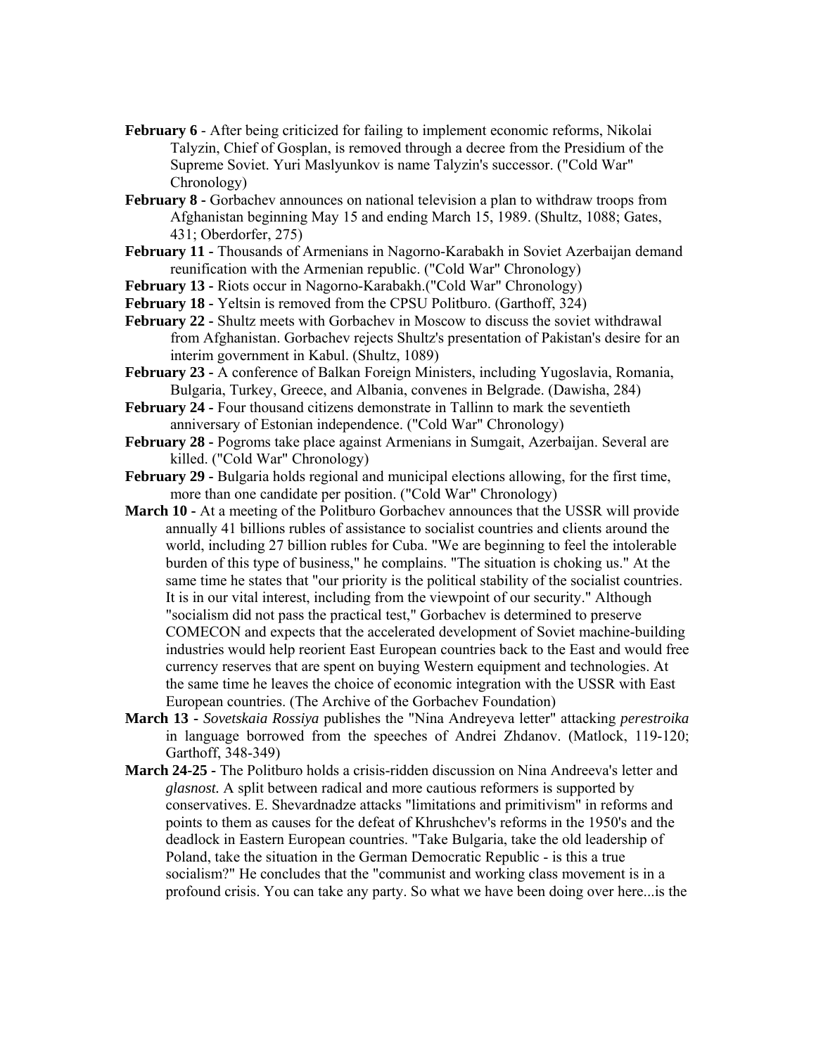**February 6** - After being criticized for failing to implement economic reforms, Nikolai Talyzin, Chief of Gosplan, is removed through a decree from the Presidium of the Supreme Soviet. Yuri Maslyunkov is name Talyzin's successor. ("Cold War" Chronology)

**February 8** - Gorbachev announces on national television a plan to withdraw troops from Afghanistan beginning May 15 and ending March 15, 1989. (Shultz, 1088; Gates, 431; Oberdorfer, 275)

**February 11** - Thousands of Armenians in Nagorno-Karabakh in Soviet Azerbaijan demand reunification with the Armenian republic. ("Cold War" Chronology)

**February 13** - Riots occur in Nagorno-Karabakh.("Cold War" Chronology)

**February 18** - Yeltsin is removed from the CPSU Politburo. (Garthoff, 324)

**February 22** - Shultz meets with Gorbachev in Moscow to discuss the soviet withdrawal from Afghanistan. Gorbachev rejects Shultz's presentation of Pakistan's desire for an interim government in Kabul. (Shultz, 1089)

**February 23** - A conference of Balkan Foreign Ministers, including Yugoslavia, Romania, Bulgaria, Turkey, Greece, and Albania, convenes in Belgrade. (Dawisha, 284)

**February 24** - Four thousand citizens demonstrate in Tallinn to mark the seventieth anniversary of Estonian independence. ("Cold War" Chronology)

**February 28** - Pogroms take place against Armenians in Sumgait, Azerbaijan. Several are killed. ("Cold War" Chronology)

**February 29** - Bulgaria holds regional and municipal elections allowing, for the first time, more than one candidate per position. ("Cold War" Chronology)

**March 10** - At a meeting of the Politburo Gorbachev announces that the USSR will provide annually 41 billions rubles of assistance to socialist countries and clients around the world, including 27 billion rubles for Cuba. "We are beginning to feel the intolerable burden of this type of business," he complains. "The situation is choking us." At the same time he states that "our priority is the political stability of the socialist countries. It is in our vital interest, including from the viewpoint of our security." Although "socialism did not pass the practical test," Gorbachev is determined to preserve COMECON and expects that the accelerated development of Soviet machine-building industries would help reorient East European countries back to the East and would free currency reserves that are spent on buying Western equipment and technologies. At the same time he leaves the choice of economic integration with the USSR with East European countries. (The Archive of the Gorbachev Foundation)

**March 13** - *Sovetskaia Rossiya* publishes the "Nina Andreyeva letter" attacking *perestroika* in language borrowed from the speeches of Andrei Zhdanov. (Matlock, 119-120; Garthoff, 348-349)

**March 24-25** - The Politburo holds a crisis-ridden discussion on Nina Andreeva's letter and *glasnost.* A split between radical and more cautious reformers is supported by conservatives. E. Shevardnadze attacks "limitations and primitivism" in reforms and points to them as causes for the defeat of Khrushchev's reforms in the 1950's and the deadlock in Eastern European countries. "Take Bulgaria, take the old leadership of Poland, take the situation in the German Democratic Republic - is this a true socialism?" He concludes that the "communist and working class movement is in a profound crisis. You can take any party. So what we have been doing over here...is the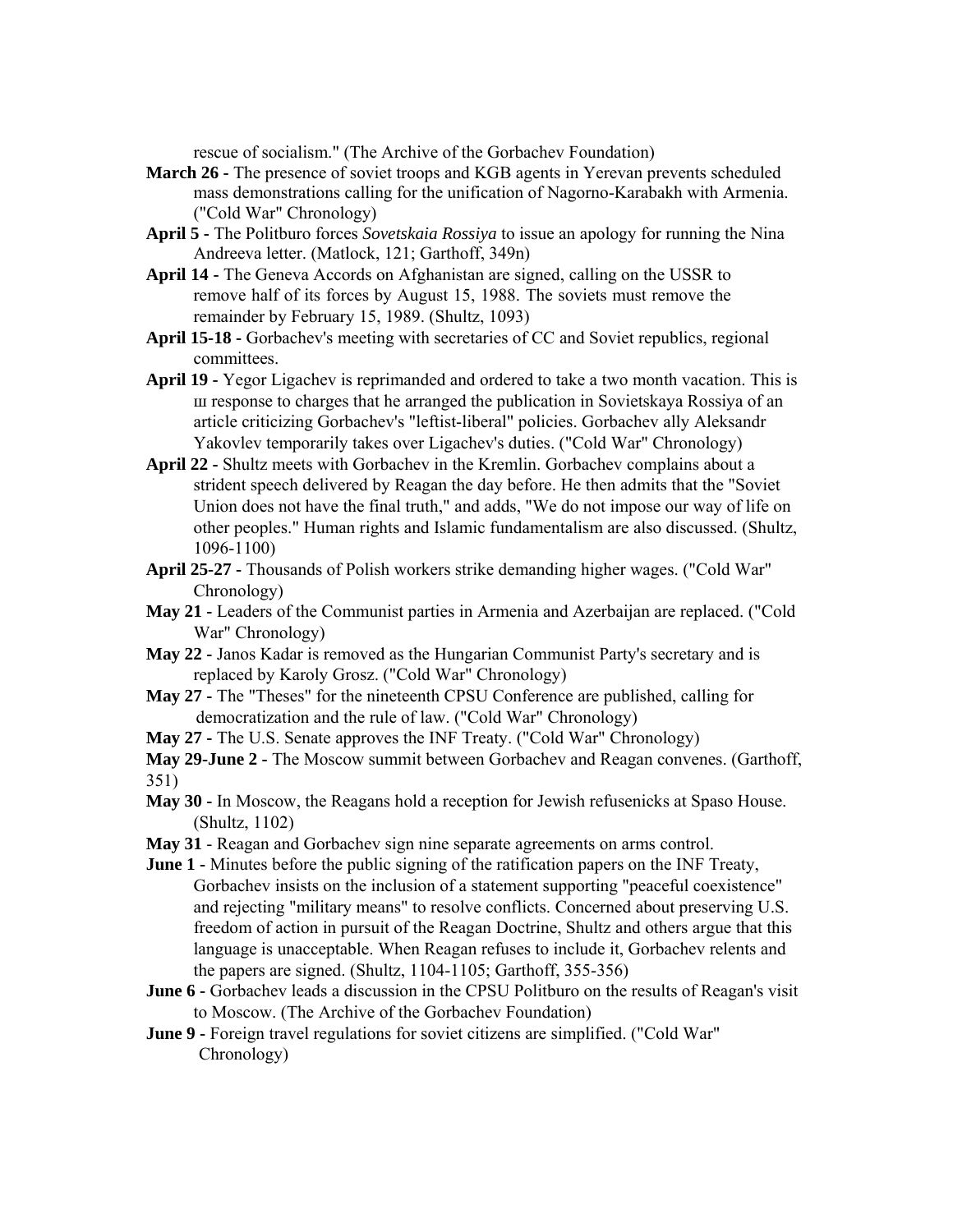rescue of socialism." (The Archive of the Gorbachev Foundation)

**March 26 -** The presence of soviet troops and KGB agents in Yerevan prevents scheduled mass demonstrations calling for the unification of Nagorno-Karabakh with Armenia. ("Cold War" Chronology)

**April 5 -** The Politburo forces *Sovetskaia Rossiya* to issue an apology for running the Nina Andreeva letter. (Matlock, 121; Garthoff, 349n)

**April 14 -** The Geneva Accords on Afghanistan are signed, calling on the USSR to remove half of its forces by August 15, 1988. The soviets must remove the remainder by February 15, 1989. (Shultz, 1093)

**April 15-18 -** Gorbachev's meeting with secretaries of CC and Soviet republics, regional committees.

**April 19 -** Yegor Ligachev is reprimanded and ordered to take a two month vacation. This is ш response to charges that he arranged the publication in Sovietskaya Rossiya of an article criticizing Gorbachev's "leftist-liberal" policies. Gorbachev ally Aleksandr Yakovlev temporarily takes over Ligachev's duties. ("Cold War" Chronology)

**April 22 -** Shultz meets with Gorbachev in the Kremlin. Gorbachev complains about a strident speech delivered by Reagan the day before. He then admits that the "Soviet Union does not have the final truth," and adds, "We do not impose our way of life on other peoples." Human rights and Islamic fundamentalism are also discussed. (Shultz, 1096-1100)

**April 25-27 -** Thousands of Polish workers strike demanding higher wages. ("Cold War" Chronology)

**May 21 -** Leaders of the Communist parties in Armenia and Azerbaijan are replaced. ("Cold War" Chronology)

**May 22 -** Janos Kadar is removed as the Hungarian Communist Party's secretary and is replaced by Karoly Grosz. ("Cold War" Chronology)

**May 27 -** The "Theses" for the nineteenth CPSU Conference are published, calling for democratization and the rule of law. ("Cold War" Chronology)

**May 27 -** The U.S. Senate approves the INF Treaty. ("Cold War" Chronology)

**May 29-June 2 -** The Moscow summit between Gorbachev and Reagan convenes. (Garthoff, 351)

**May 30 -** In Moscow, the Reagans hold a reception for Jewish refusenicks at Spaso House. (Shultz, 1102)

**May 31** - Reagan and Gorbachev sign nine separate agreements on arms control.

**June 1 -** Minutes before the public signing of the ratification papers on the INF Treaty, Gorbachev insists on the inclusion of a statement supporting "peaceful coexistence" and rejecting "military means" to resolve conflicts. Concerned about preserving U.S. freedom of action in pursuit of the Reagan Doctrine, Shultz and others argue that this language is unacceptable. When Reagan refuses to include it, Gorbachev relents and the papers are signed. (Shultz, 1104-1105; Garthoff, 355-356)

**June 6 -** Gorbachev leads a discussion in the CPSU Politburo on the results of Reagan's visit to Moscow. (The Archive of the Gorbachev Foundation)

**June 9 -** Foreign travel regulations for soviet citizens are simplified. ("Cold War" Chronology)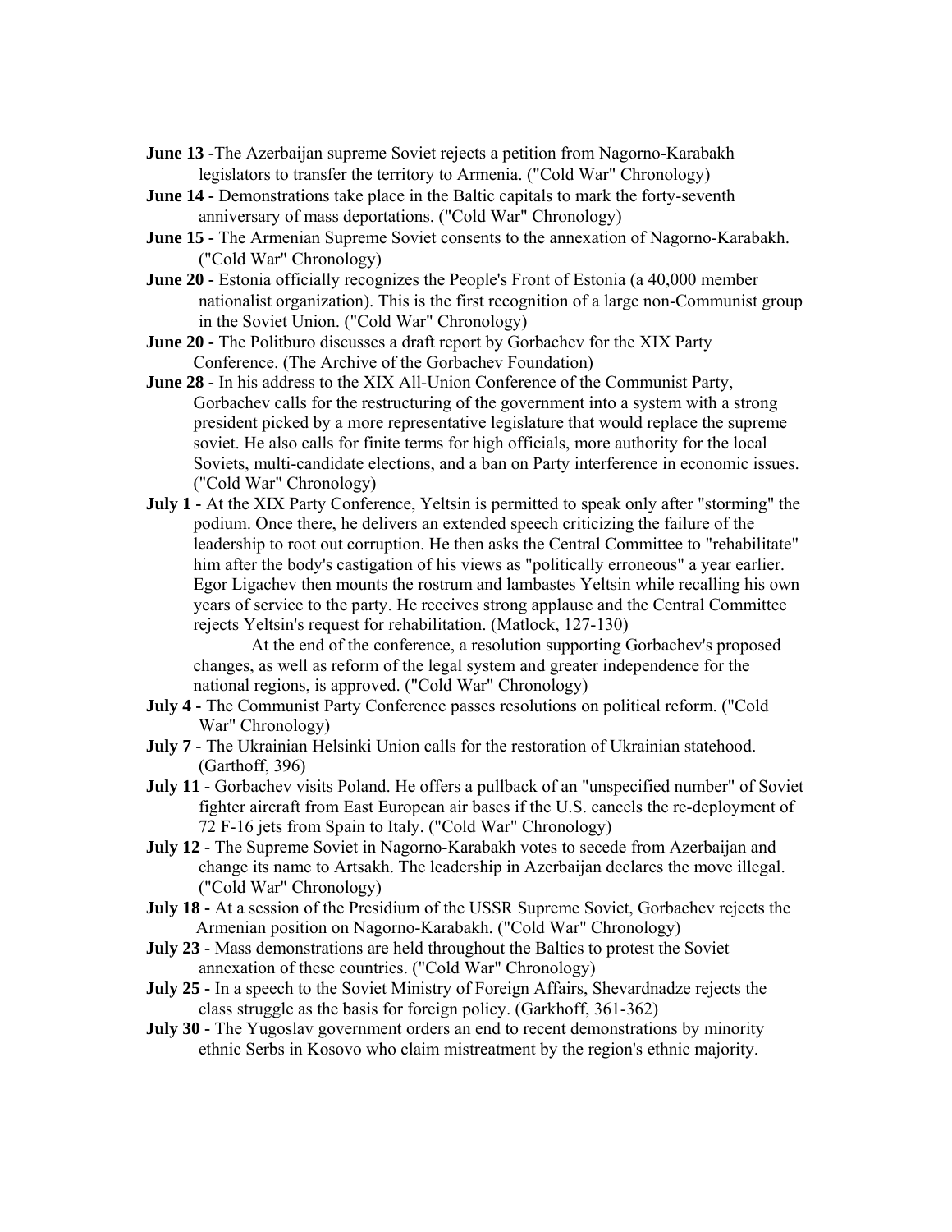**June 13** -The Azerbaijan supreme Soviet rejects a petition from Nagorno-Karabakh legislators to transfer the territory to Armenia. ("Cold War" Chronology)

**June 14** - Demonstrations take place in the Baltic capitals to mark the forty-seventh anniversary of mass deportations. ("Cold War" Chronology)

**June 15** - The Armenian Supreme Soviet consents to the annexation of Nagorno-Karabakh. ("Cold War" Chronology)

**June 20** - Estonia officially recognizes the People's Front of Estonia (a 40,000 member nationalist organization). This is the first recognition of a large non-Communist group in the Soviet Union. ("Cold War" Chronology)

**June 20** - The Politburo discusses a draft report by Gorbachev for the XIX Party Conference. (The Archive of the Gorbachev Foundation)

**June 28** - In his address to the XIX All-Union Conference of the Communist Party, Gorbachev calls for the restructuring of the government into a system with a strong president picked by a more representative legislature that would replace the supreme soviet. He also calls for finite terms for high officials, more authority for the local Soviets, multi-candidate elections, and a ban on Party interference in economic issues. ("Cold War" Chronology)

**July 1** - At the XIX Party Conference, Yeltsin is permitted to speak only after "storming" the podium. Once there, he delivers an extended speech criticizing the failure of the leadership to root out corruption. He then asks the Central Committee to "rehabilitate" him after the body's castigation of his views as "politically erroneous" a year earlier. Egor Ligachev then mounts the rostrum and lambastes Yeltsin while recalling his own years of service to the party. He receives strong applause and the Central Committee rejects Yeltsin's request for rehabilitation. (Matlock, 127-130)

At the end of the conference, a resolution supporting Gorbachev's proposed changes, as well as reform of the legal system and greater independence for the national regions, is approved. ("Cold War" Chronology)

**July 4** - The Communist Party Conference passes resolutions on political reform. ("Cold War" Chronology)

**July 7** - The Ukrainian Helsinki Union calls for the restoration of Ukrainian statehood. (Garthoff, 396)

**July 11** - Gorbachev visits Poland. He offers a pullback of an "unspecified number" of Soviet fighter aircraft from East European air bases if the U.S. cancels the re-deployment of 72 F-16 jets from Spain to Italy. ("Cold War" Chronology)

**July 12** - The Supreme Soviet in Nagorno-Karabakh votes to secede from Azerbaijan and change its name to Artsakh. The leadership in Azerbaijan declares the move illegal. ("Cold War" Chronology)

**July 18** - At a session of the Presidium of the USSR Supreme Soviet, Gorbachev rejects the Armenian position on Nagorno-Karabakh. ("Cold War" Chronology)

**July 23** - Mass demonstrations are held throughout the Baltics to protest the Soviet annexation of these countries. ("Cold War" Chronology)

**July 25** - In a speech to the Soviet Ministry of Foreign Affairs, Shevardnadze rejects the class struggle as the basis for foreign policy. (Garkhoff, 361-362)

**July 30** - The Yugoslav government orders an end to recent demonstrations by minority ethnic Serbs in Kosovo who claim mistreatment by the region's ethnic majority.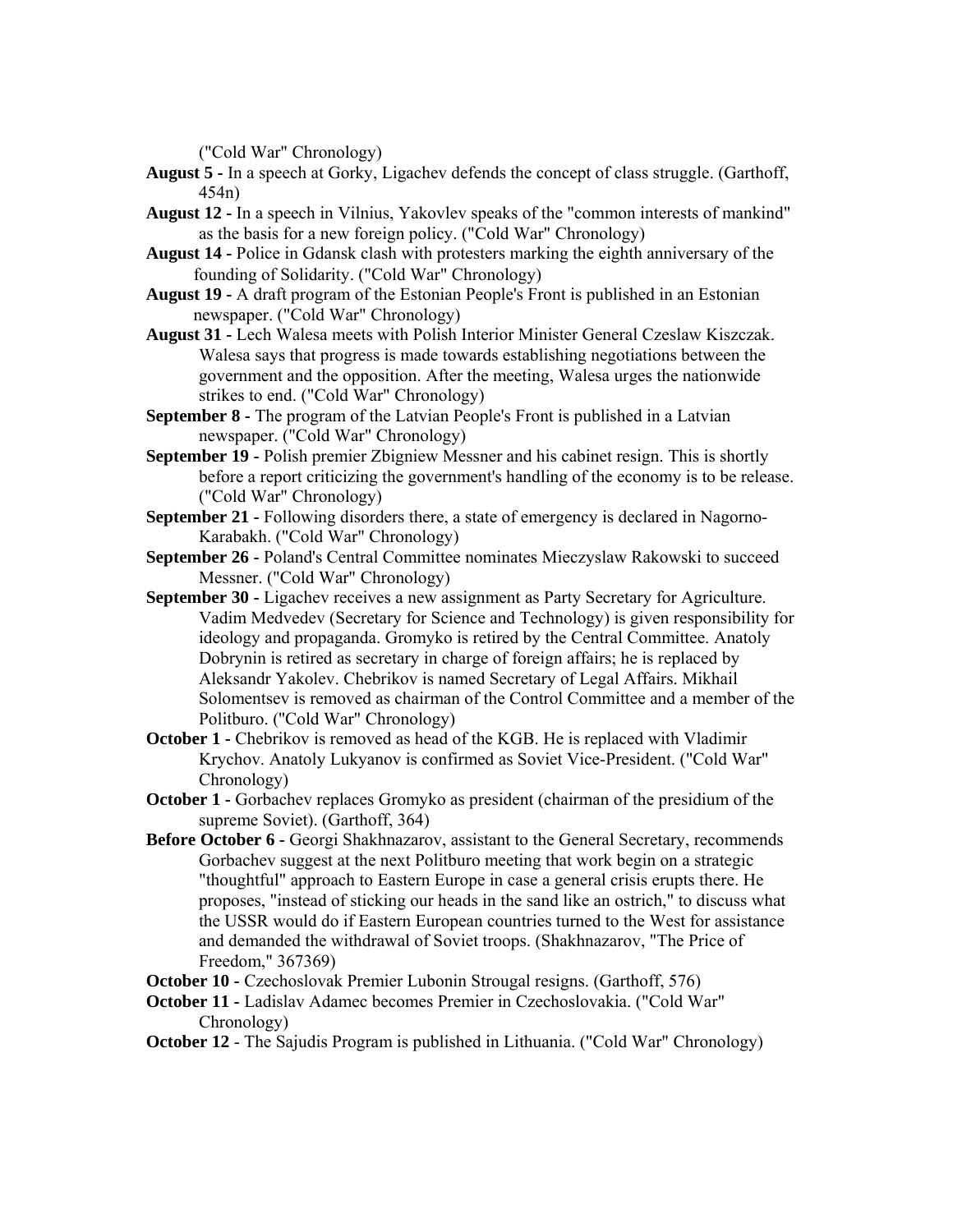("Cold War" Chronology)

**August 5 -** In a speech at Gorky, Ligachev defends the concept of class struggle. (Garthoff, 454n)

**August 12 -** In a speech in Vilnius, Yakovlev speaks of the "common interests of mankind" as the basis for a new foreign policy. ("Cold War" Chronology)

**August 14 -** Police in Gdansk clash with protesters marking the eighth anniversary of the founding of Solidarity. ("Cold War" Chronology)

**August 19 -** A draft program of the Estonian People's Front is published in an Estonian newspaper. ("Cold War" Chronology)

**August 31 -** Lech Walesa meets with Polish Interior Minister General Czeslaw Kiszczak. Walesa says that progress is made towards establishing negotiations between the government and the opposition. After the meeting, Walesa urges the nationwide strikes to end. ("Cold War" Chronology)

**September 8 -** The program of the Latvian People's Front is published in a Latvian newspaper. ("Cold War" Chronology)

**September 19 -** Polish premier Zbigniew Messner and his cabinet resign. This is shortly before a report criticizing the government's handling of the economy is to be release. ("Cold War" Chronology)

**September 21 -** Following disorders there, a state of emergency is declared in Nagorno-Karabakh. ("Cold War" Chronology)

**September 26 -** Poland's Central Committee nominates Mieczyslaw Rakowski to succeed Messner. ("Cold War" Chronology)

**September 30 -** Ligachev receives a new assignment as Party Secretary for Agriculture. Vadim Medvedev (Secretary for Science and Technology) is given responsibility for ideology and propaganda. Gromyko is retired by the Central Committee. Anatoly Dobrynin is retired as secretary in charge of foreign affairs; he is replaced by Aleksandr Yakolev. Chebrikov is named Secretary of Legal Affairs. Mikhail Solomentsev is removed as chairman of the Control Committee and a member of the Politburo. ("Cold War" Chronology)

**October 1 -** Chebrikov is removed as head of the KGB. He is replaced with Vladimir Krychov. Anatoly Lukyanov is confirmed as Soviet Vice-President. ("Cold War" Chronology)

**October 1 -** Gorbachev replaces Gromyko as president (chairman of the presidium of the supreme Soviet). (Garthoff, 364)

**Before October 6 -** Georgi Shakhnazarov, assistant to the General Secretary, recommends Gorbachev suggest at the next Politburo meeting that work begin on a strategic "thoughtful" approach to Eastern Europe in case a general crisis erupts there. He proposes, "instead of sticking our heads in the sand like an ostrich," to discuss what the USSR would do if Eastern European countries turned to the West for assistance and demanded the withdrawal of Soviet troops. (Shakhnazarov, "The Price of Freedom," 367369)

**October 10 -** Czechoslovak Premier Lubonin Strougal resigns. (Garthoff, 576)

**October 11 -** Ladislav Adamec becomes Premier in Czechoslovakia. ("Cold War" Chronology)

**October 12** - The Sajudis Program is published in Lithuania. ("Cold War" Chronology)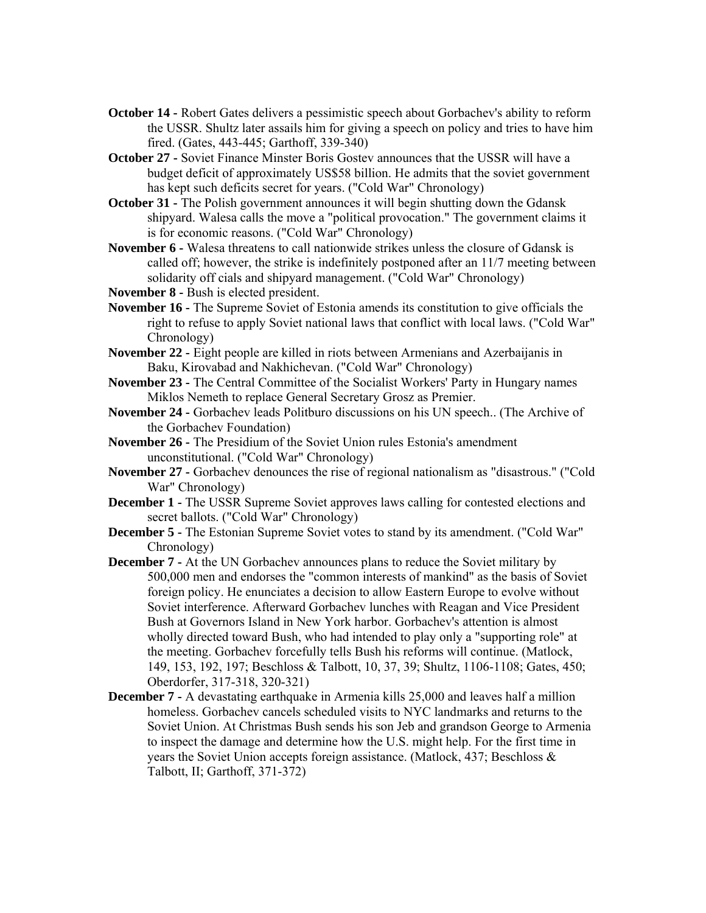**October 14 -** Robert Gates delivers a pessimistic speech about Gorbachev's ability to reform the USSR. Shultz later assails him for giving a speech on policy and tries to have him fired. (Gates, 443-445; Garthoff, 339-340)

**October 27 -** Soviet Finance Minster Boris Gostev announces that the USSR will have a budget deficit of approximately US$58 billion. He admits that the soviet government has kept such deficits secret for years. ("Cold War" Chronology)

**October 31 -** The Polish government announces it will begin shutting down the Gdansk shipyard. Walesa calls the move a "political provocation." The government claims it is for economic reasons. ("Cold War" Chronology)

**November 6 -** Walesa threatens to call nationwide strikes unless the closure of Gdansk is called off; however, the strike is indefinitely postponed after an 11/7 meeting between solidarity off cials and shipyard management. ("Cold War" Chronology)

**November 8 -** Bush is elected president.

**November 16 -** The Supreme Soviet of Estonia amends its constitution to give officials the right to refuse to apply Soviet national laws that conflict with local laws. ("Cold War" Chronology)

**November 22 -** Eight people are killed in riots between Armenians and Azerbaijanis in Baku, Kirovabad and Nakhichevan. ("Cold War" Chronology)

**November 23 -** The Central Committee of the Socialist Workers' Party in Hungary names Miklos Nemeth to replace General Secretary Grosz as Premier.

**November 24 -** Gorbachev leads Politburo discussions on his UN speech.. (The Archive of the Gorbachev Foundation)

**November 26 -** The Presidium of the Soviet Union rules Estonia's amendment unconstitutional. ("Cold War" Chronology)

**November 27 -** Gorbachev denounces the rise of regional nationalism as "disastrous." ("Cold War" Chronology)

**December 1 -** The USSR Supreme Soviet approves laws calling for contested elections and secret ballots. ("Cold War" Chronology)

**December 5 -** The Estonian Supreme Soviet votes to stand by its amendment. ("Cold War" Chronology)

**December 7 -** At the UN Gorbachev announces plans to reduce the Soviet military by 500,000 men and endorses the "common interests of mankind" as the basis of Soviet foreign policy. He enunciates a decision to allow Eastern Europe to evolve without Soviet interference. Afterward Gorbachev lunches with Reagan and Vice President Bush at Governors Island in New York harbor. Gorbachev's attention is almost wholly directed toward Bush, who had intended to play only a "supporting role" at the meeting. Gorbachev forcefully tells Bush his reforms will continue. (Matlock, 149, 153, 192, 197; Beschloss & Talbott, 10, 37, 39; Shultz, 1106-1108; Gates, 450; Oberdorfer, 317-318, 320-321)

**December 7 -** A devastating earthquake in Armenia kills 25,000 and leaves half a million homeless. Gorbachev cancels scheduled visits to NYC landmarks and returns to the Soviet Union. At Christmas Bush sends his son Jeb and grandson George to Armenia to inspect the damage and determine how the U.S. might help. For the first time in years the Soviet Union accepts foreign assistance. (Matlock, 437; Beschloss & Talbott, II; Garthoff, 371-372)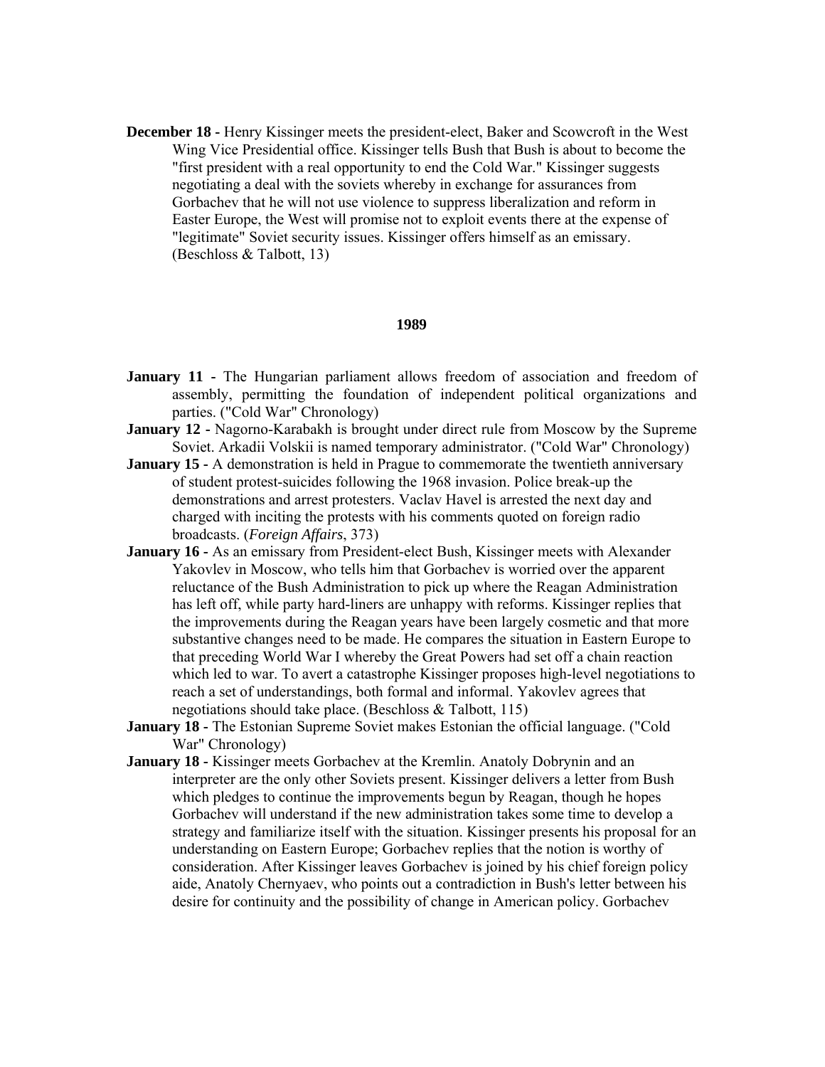**December 18** - Henry Kissinger meets the president-elect, Baker and Scowcroft in the West Wing Vice Presidential office. Kissinger tells Bush that Bush is about to become the "first president with a real opportunity to end the Cold War." Kissinger suggests negotiating a deal with the soviets whereby in exchange for assurances from Gorbachev that he will not use violence to suppress liberalization and reform in Easter Europe, the West will promise not to exploit events there at the expense of "legitimate" Soviet security issues. Kissinger offers himself as an emissary. (Beschloss & Talbott, 13)

## 1989

**January 11** - The Hungarian parliament allows freedom of association and freedom of assembly, permitting the foundation of independent political organizations and parties. ("Cold War" Chronology)

**January 12** - Nagorno-Karabakh is brought under direct rule from Moscow by the Supreme Soviet. Arkadii Volskii is named temporary administrator. ("Cold War" Chronology)

**January 15** - A demonstration is held in Prague to commemorate the twentieth anniversary of student protest-suicides following the 1968 invasion. Police break-up the demonstrations and arrest protesters. Vaclav Havel is arrested the next day and charged with inciting the protests with his comments quoted on foreign radio broadcasts. (*Foreign Affairs*, 373)

**January 16** - As an emissary from President-elect Bush, Kissinger meets with Alexander Yakovlev in Moscow, who tells him that Gorbachev is worried over the apparent reluctance of the Bush Administration to pick up where the Reagan Administration has left off, while party hard-liners are unhappy with reforms. Kissinger replies that the improvements during the Reagan years have been largely cosmetic and that more substantive changes need to be made. He compares the situation in Eastern Europe to that preceding World War I whereby the Great Powers had set off a chain reaction which led to war. To avert a catastrophe Kissinger proposes high-level negotiations to reach a set of understandings, both formal and informal. Yakovlev agrees that negotiations should take place. (Beschloss & Talbott, 115)

**January 18** - The Estonian Supreme Soviet makes Estonian the official language. ("Cold War" Chronology)

**January 18** - Kissinger meets Gorbachev at the Kremlin. Anatoly Dobrynin and an interpreter are the only other Soviets present. Kissinger delivers a letter from Bush which pledges to continue the improvements begun by Reagan, though he hopes Gorbachev will understand if the new administration takes some time to develop a strategy and familiarize itself with the situation. Kissinger presents his proposal for an understanding on Eastern Europe; Gorbachev replies that the notion is worthy of consideration. After Kissinger leaves Gorbachev is joined by his chief foreign policy aide, Anatoly Chernyaev, who points out a contradiction in Bush's letter between his desire for continuity and the possibility of change in American policy. Gorbachev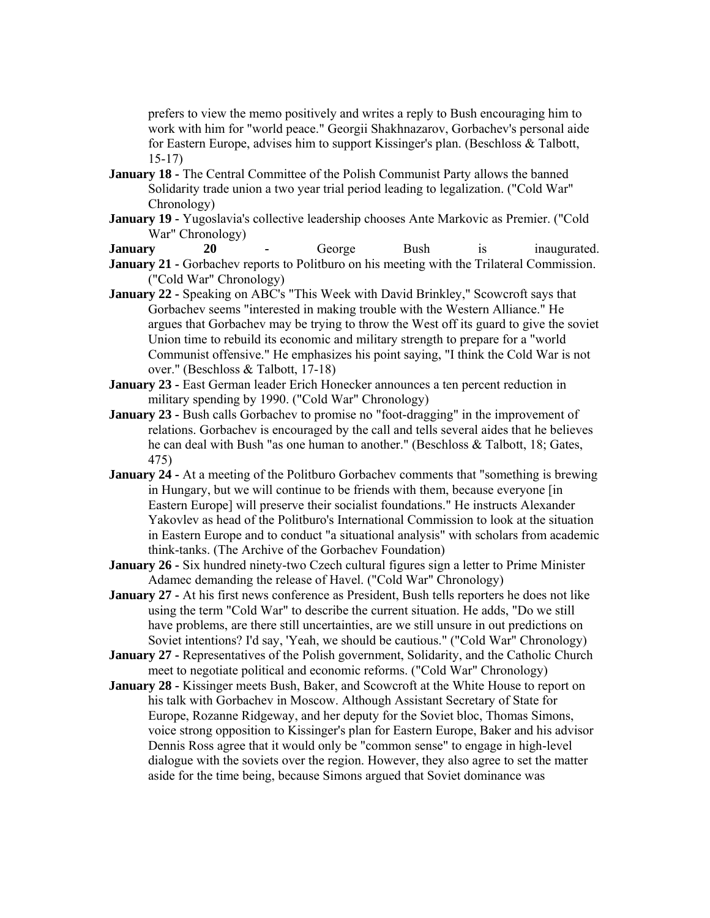prefers to view the memo positively and writes a reply to Bush encouraging him to work with him for "world peace." Georgii Shakhnazarov, Gorbachev's personal aide for Eastern Europe, advises him to support Kissinger's plan. (Beschloss & Talbott, 15-17)

**January 18** - The Central Committee of the Polish Communist Party allows the banned Solidarity trade union a two year trial period leading to legalization. ("Cold War" Chronology)

**January 19** - Yugoslavia's collective leadership chooses Ante Markovic as Premier. ("Cold War" Chronology)

**January 20** - George Bush is inaugurated.

**January 21** - Gorbachev reports to Politburo on his meeting with the Trilateral Commission. ("Cold War" Chronology)

**January 22** - Speaking on ABC's "This Week with David Brinkley," Scowcroft says that Gorbachev seems "interested in making trouble with the Western Alliance." He argues that Gorbachev may be trying to throw the West off its guard to give the soviet Union time to rebuild its economic and military strength to prepare for a "world Communist offensive." He emphasizes his point saying, "I think the Cold War is not over." (Beschloss & Talbott, 17-18)

**January 23** - East German leader Erich Honecker announces a ten percent reduction in military spending by 1990. ("Cold War" Chronology)

**January 23** - Bush calls Gorbachev to promise no "foot-dragging" in the improvement of relations. Gorbachev is encouraged by the call and tells several aides that he believes he can deal with Bush "as one human to another." (Beschloss & Talbott, 18; Gates, 475)

**January 24** - At a meeting of the Politburo Gorbachev comments that "something is brewing in Hungary, but we will continue to be friends with them, because everyone [in Eastern Europe] will preserve their socialist foundations." He instructs Alexander Yakovlev as head of the Politburo's International Commission to look at the situation in Eastern Europe and to conduct "a situational analysis" with scholars from academic think-tanks. (The Archive of the Gorbachev Foundation)

**January 26** - Six hundred ninety-two Czech cultural figures sign a letter to Prime Minister Adamec demanding the release of Havel. ("Cold War" Chronology)

**January 27** - At his first news conference as President, Bush tells reporters he does not like using the term "Cold War" to describe the current situation. He adds, "Do we still have problems, are there still uncertainties, are we still unsure in out predictions on Soviet intentions? I'd say, 'Yeah, we should be cautious." ("Cold War" Chronology)

**January 27** - Representatives of the Polish government, Solidarity, and the Catholic Church meet to negotiate political and economic reforms. ("Cold War" Chronology)

**January 28** - Kissinger meets Bush, Baker, and Scowcroft at the White House to report on his talk with Gorbachev in Moscow. Although Assistant Secretary of State for Europe, Rozanne Ridgeway, and her deputy for the Soviet bloc, Thomas Simons, voice strong opposition to Kissinger's plan for Eastern Europe, Baker and his advisor Dennis Ross agree that it would only be "common sense" to engage in high-level dialogue with the soviets over the region. However, they also agree to set the matter aside for the time being, because Simons argued that Soviet dominance was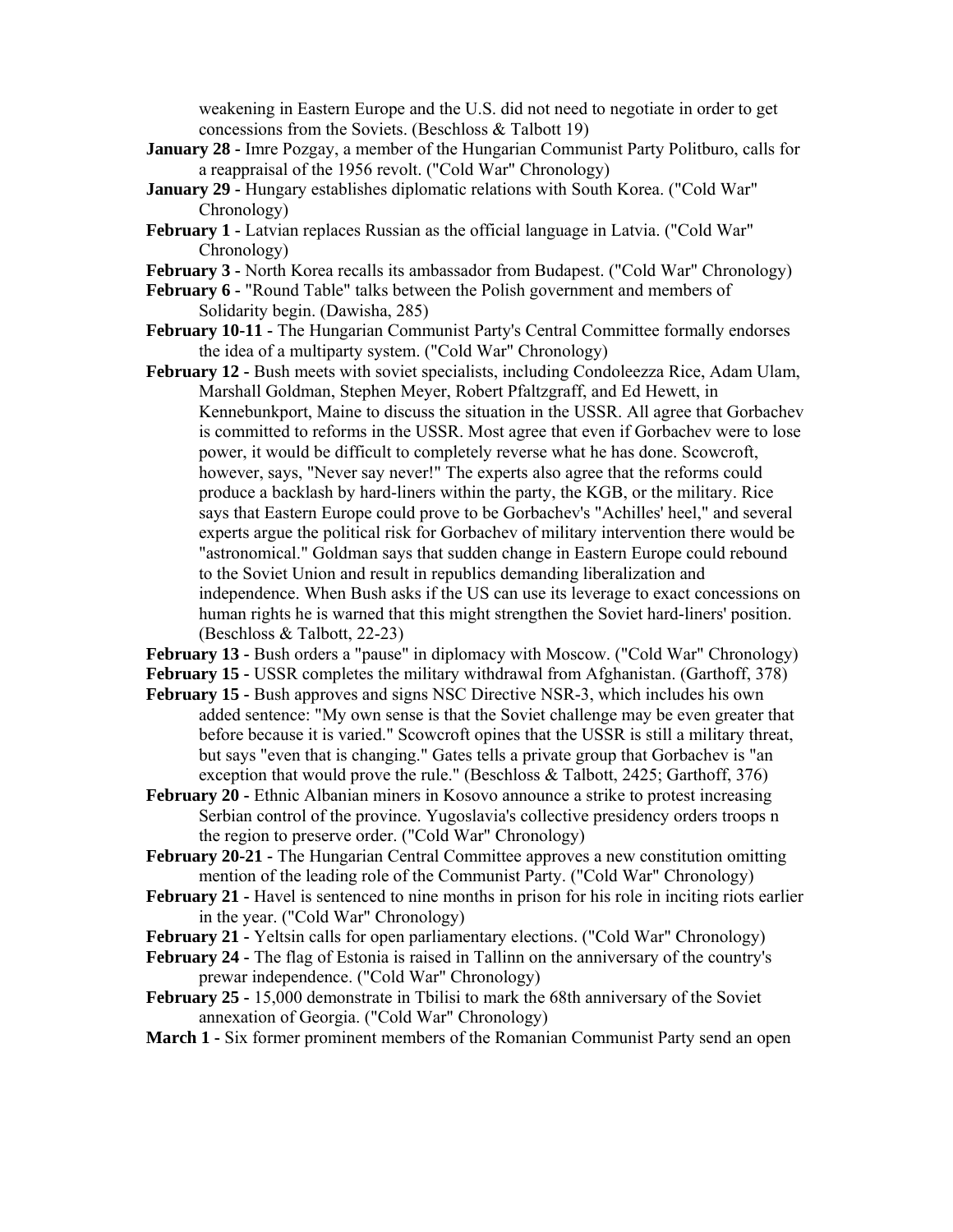weakening in Eastern Europe and the U.S. did not need to negotiate in order to get concessions from the Soviets. (Beschloss & Talbott 19)

**January 28 -** Imre Pozgay, a member of the Hungarian Communist Party Politburo, calls for a reappraisal of the 1956 revolt. ("Cold War" Chronology)

**January 29 -** Hungary establishes diplomatic relations with South Korea. ("Cold War" Chronology)

**February 1 -** Latvian replaces Russian as the official language in Latvia. ("Cold War" Chronology)

**February 3 -** North Korea recalls its ambassador from Budapest. ("Cold War" Chronology)

**February 6 -** "Round Table" talks between the Polish government and members of Solidarity begin. (Dawisha, 285)

**February 10-11 -** The Hungarian Communist Party's Central Committee formally endorses the idea of a multiparty system. ("Cold War" Chronology)

**February 12 -** Bush meets with soviet specialists, including Condoleezza Rice, Adam Ulam, Marshall Goldman, Stephen Meyer, Robert Pfaltzgraff, and Ed Hewett, in Kennebunkport, Maine to discuss the situation in the USSR. All agree that Gorbachev is committed to reforms in the USSR. Most agree that even if Gorbachev were to lose power, it would be difficult to completely reverse what he has done. Scowcroft, however, says, "Never say never!" The experts also agree that the reforms could produce a backlash by hard-liners within the party, the KGB, or the military. Rice says that Eastern Europe could prove to be Gorbachev's "Achilles' heel," and several experts argue the political risk for Gorbachev of military intervention there would be "astronomical." Goldman says that sudden change in Eastern Europe could rebound to the Soviet Union and result in republics demanding liberalization and independence. When Bush asks if the US can use its leverage to exact concessions on human rights he is warned that this might strengthen the Soviet hard-liners' position. (Beschloss & Talbott, 22-23)

**February 13 -** Bush orders a "pause" in diplomacy with Moscow. ("Cold War" Chronology)

**February 15 -** USSR completes the military withdrawal from Afghanistan. (Garthoff, 378)

**February 15 -** Bush approves and signs NSC Directive NSR-3, which includes his own added sentence: "My own sense is that the Soviet challenge may be even greater that before because it is varied." Scowcroft opines that the USSR is still a military threat, but says "even that is changing." Gates tells a private group that Gorbachev is "an exception that would prove the rule." (Beschloss & Talbott, 2425; Garthoff, 376)

**February 20 -** Ethnic Albanian miners in Kosovo announce a strike to protest increasing Serbian control of the province. Yugoslavia's collective presidency orders troops n the region to preserve order. ("Cold War" Chronology)

**February 20-21 -** The Hungarian Central Committee approves a new constitution omitting mention of the leading role of the Communist Party. ("Cold War" Chronology)

**February 21 -** Havel is sentenced to nine months in prison for his role in inciting riots earlier in the year. ("Cold War" Chronology)

**February 21 -** Yeltsin calls for open parliamentary elections. ("Cold War" Chronology)

**February 24 -** The flag of Estonia is raised in Tallinn on the anniversary of the country's prewar independence. ("Cold War" Chronology)

**February 25 -** 15,000 demonstrate in Tbilisi to mark the 68th anniversary of the Soviet annexation of Georgia. ("Cold War" Chronology)

**March 1** - Six former prominent members of the Romanian Communist Party send an open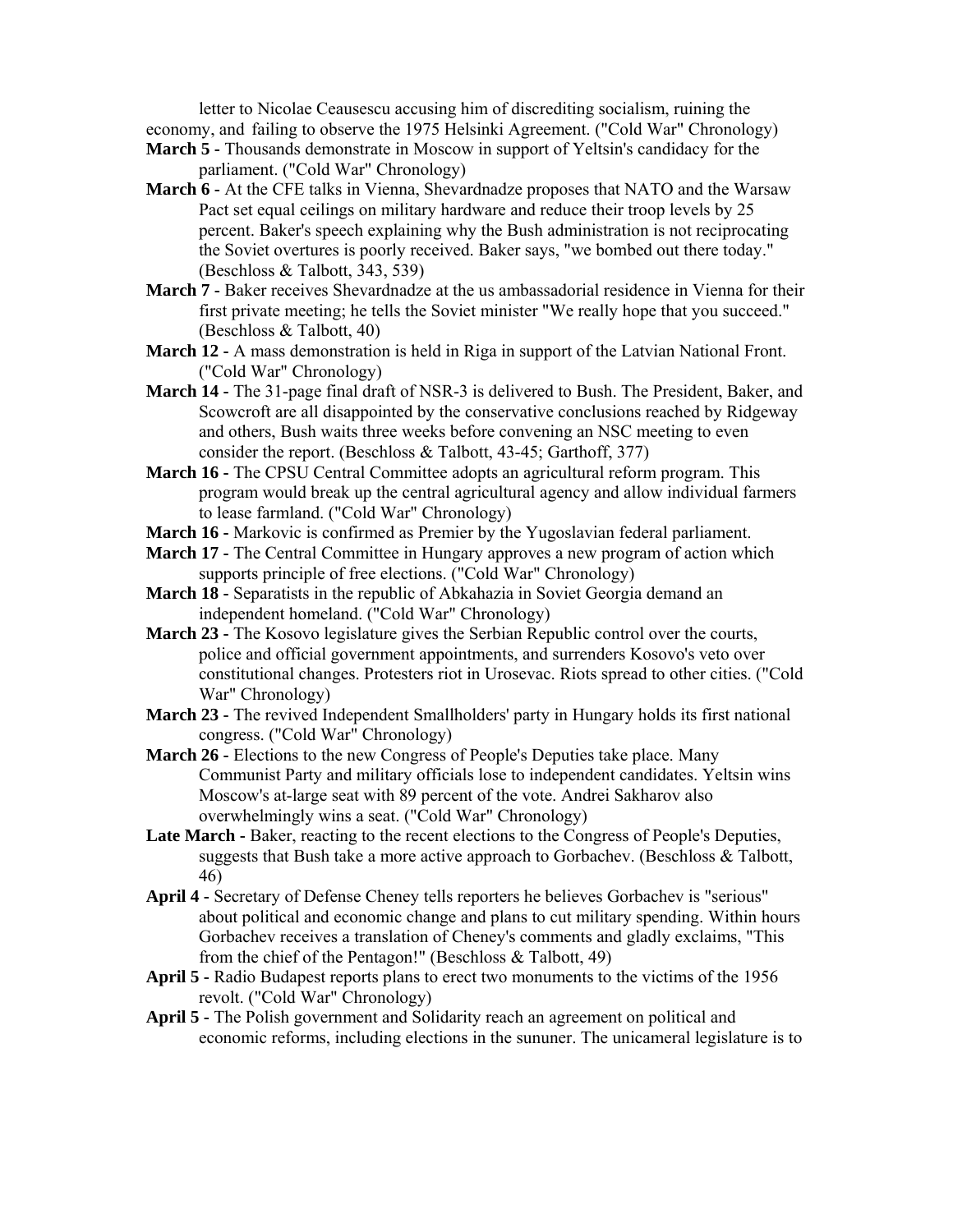letter to Nicolae Ceausescu accusing him of discrediting socialism, ruining the economy, and failing to observe the 1975 Helsinki Agreement. ("Cold War" Chronology)

**March 5 -** Thousands demonstrate in Moscow in support of Yeltsin's candidacy for the parliament. ("Cold War" Chronology)

**March 6 -** At the CFE talks in Vienna, Shevardnadze proposes that NATO and the Warsaw Pact set equal ceilings on military hardware and reduce their troop levels by 25 percent. Baker's speech explaining why the Bush administration is not reciprocating the Soviet overtures is poorly received. Baker says, "we bombed out there today." (Beschloss & Talbott, 343, 539)

**March 7 -** Baker receives Shevardnadze at the us ambassadorial residence in Vienna for their first private meeting; he tells the Soviet minister "We really hope that you succeed." (Beschloss & Talbott, 40)

**March 12 -** A mass demonstration is held in Riga in support of the Latvian National Front. ("Cold War" Chronology)

**March 14 -** The 31-page final draft of NSR-3 is delivered to Bush. The President, Baker, and Scowcroft are all disappointed by the conservative conclusions reached by Ridgeway and others, Bush waits three weeks before convening an NSC meeting to even consider the report. (Beschloss & Talbott, 43-45; Garthoff, 377)

**March 16 -** The CPSU Central Committee adopts an agricultural reform program. This program would break up the central agricultural agency and allow individual farmers to lease farmland. ("Cold War" Chronology)

**March 16 -** Markovic is confirmed as Premier by the Yugoslavian federal parliament.

**March 17 -** The Central Committee in Hungary approves a new program of action which supports principle of free elections. ("Cold War" Chronology)

**March 18 -** Separatists in the republic of Abkahazia in Soviet Georgia demand an independent homeland. ("Cold War" Chronology)

**March 23 -** The Kosovo legislature gives the Serbian Republic control over the courts, police and official government appointments, and surrenders Kosovo's veto over constitutional changes. Protesters riot in Urosevac. Riots spread to other cities. ("Cold War" Chronology)

**March 23 -** The revived Independent Smallholders' party in Hungary holds its first national congress. ("Cold War" Chronology)

**March 26 -** Elections to the new Congress of People's Deputies take place. Many Communist Party and military officials lose to independent candidates. Yeltsin wins Moscow's at-large seat with 89 percent of the vote. Andrei Sakharov also overwhelmingly wins a seat. ("Cold War" Chronology)

**Late March -** Baker, reacting to the recent elections to the Congress of People's Deputies, suggests that Bush take a more active approach to Gorbachev. (Beschloss & Talbott, 46)

**April 4 -** Secretary of Defense Cheney tells reporters he believes Gorbachev is "serious" about political and economic change and plans to cut military spending. Within hours Gorbachev receives a translation of Cheney's comments and gladly exclaims, "This from the chief of the Pentagon!" (Beschloss & Talbott, 49)

**April 5 -** Radio Budapest reports plans to erect two monuments to the victims of the 1956 revolt. ("Cold War" Chronology)

**April 5 -** The Polish government and Solidarity reach an agreement on political and economic reforms, including elections in the sununer. The unicameral legislature is to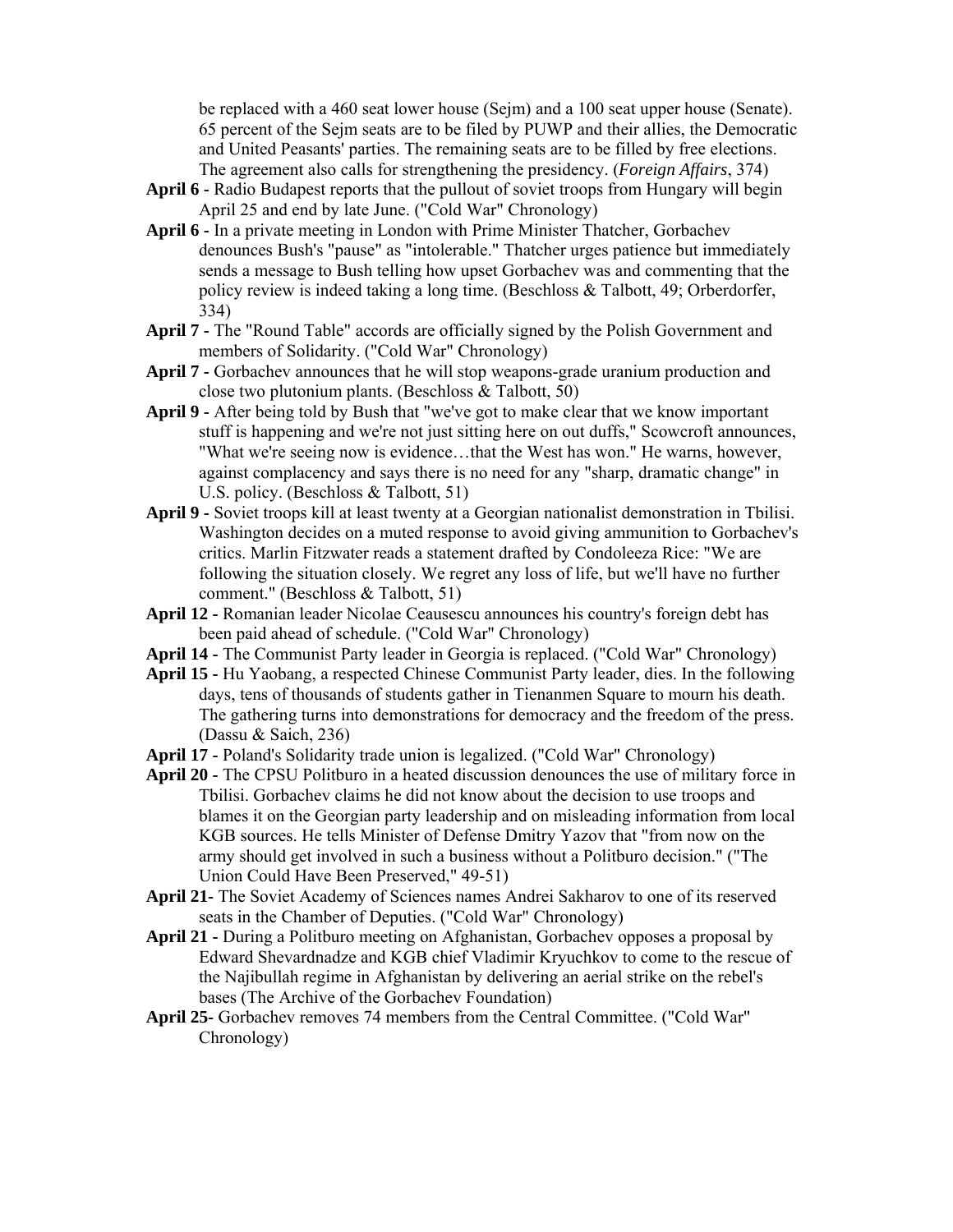be replaced with a 460 seat lower house (Sejm) and a 100 seat upper house (Senate). 65 percent of the Sejm seats are to be filed by PUWP and their allies, the Democratic and United Peasants' parties. The remaining seats are to be filled by free elections. The agreement also calls for strengthening the presidency. (*Foreign Affairs*, 374)

**April 6** - Radio Budapest reports that the pullout of soviet troops from Hungary will begin April 25 and end by late June. ("Cold War" Chronology)

**April 6** - In a private meeting in London with Prime Minister Thatcher, Gorbachev denounces Bush's "pause" as "intolerable." Thatcher urges patience but immediately sends a message to Bush telling how upset Gorbachev was and commenting that the policy review is indeed taking a long time. (Beschloss & Talbott, 49; Orberdorfer, 334)

**April 7** - The "Round Table" accords are officially signed by the Polish Government and members of Solidarity. ("Cold War" Chronology)

**April 7** - Gorbachev announces that he will stop weapons-grade uranium production and close two plutonium plants. (Beschloss & Talbott, 50)

**April 9** - After being told by Bush that "we've got to make clear that we know important stuff is happening and we're not just sitting here on out duffs," Scowcroft announces, "What we're seeing now is evidence…that the West has won." He warns, however, against complacency and says there is no need for any "sharp, dramatic change" in U.S. policy. (Beschloss & Talbott, 51)

**April 9** - Soviet troops kill at least twenty at a Georgian nationalist demonstration in Tbilisi. Washington decides on a muted response to avoid giving ammunition to Gorbachev's critics. Marlin Fitzwater reads a statement drafted by Condoleeza Rice: "We are following the situation closely. We regret any loss of life, but we'll have no further comment." (Beschloss & Talbott, 51)

**April 12** - Romanian leader Nicolae Ceausescu announces his country's foreign debt has been paid ahead of schedule. ("Cold War" Chronology)

**April 14** - The Communist Party leader in Georgia is replaced. ("Cold War" Chronology)

**April 15** - Hu Yaobang, a respected Chinese Communist Party leader, dies. In the following days, tens of thousands of students gather in Tienanmen Square to mourn his death. The gathering turns into demonstrations for democracy and the freedom of the press. (Dassu & Saich, 236)

**April 17** - Poland's Solidarity trade union is legalized. ("Cold War" Chronology)

**April 20** - The CPSU Politburo in a heated discussion denounces the use of military force in Tbilisi. Gorbachev claims he did not know about the decision to use troops and blames it on the Georgian party leadership and on misleading information from local KGB sources. He tells Minister of Defense Dmitry Yazov that "from now on the army should get involved in such a business without a Politburo decision." ("The Union Could Have Been Preserved," 49-51)

**April 21**- The Soviet Academy of Sciences names Andrei Sakharov to one of its reserved seats in the Chamber of Deputies. ("Cold War" Chronology)

**April 21** - During a Politburo meeting on Afghanistan, Gorbachev opposes a proposal by Edward Shevardnadze and KGB chief Vladimir Kryuchkov to come to the rescue of the Najibullah regime in Afghanistan by delivering an aerial strike on the rebel's bases (The Archive of the Gorbachev Foundation)

**April 25**- Gorbachev removes 74 members from the Central Committee. ("Cold War" Chronology)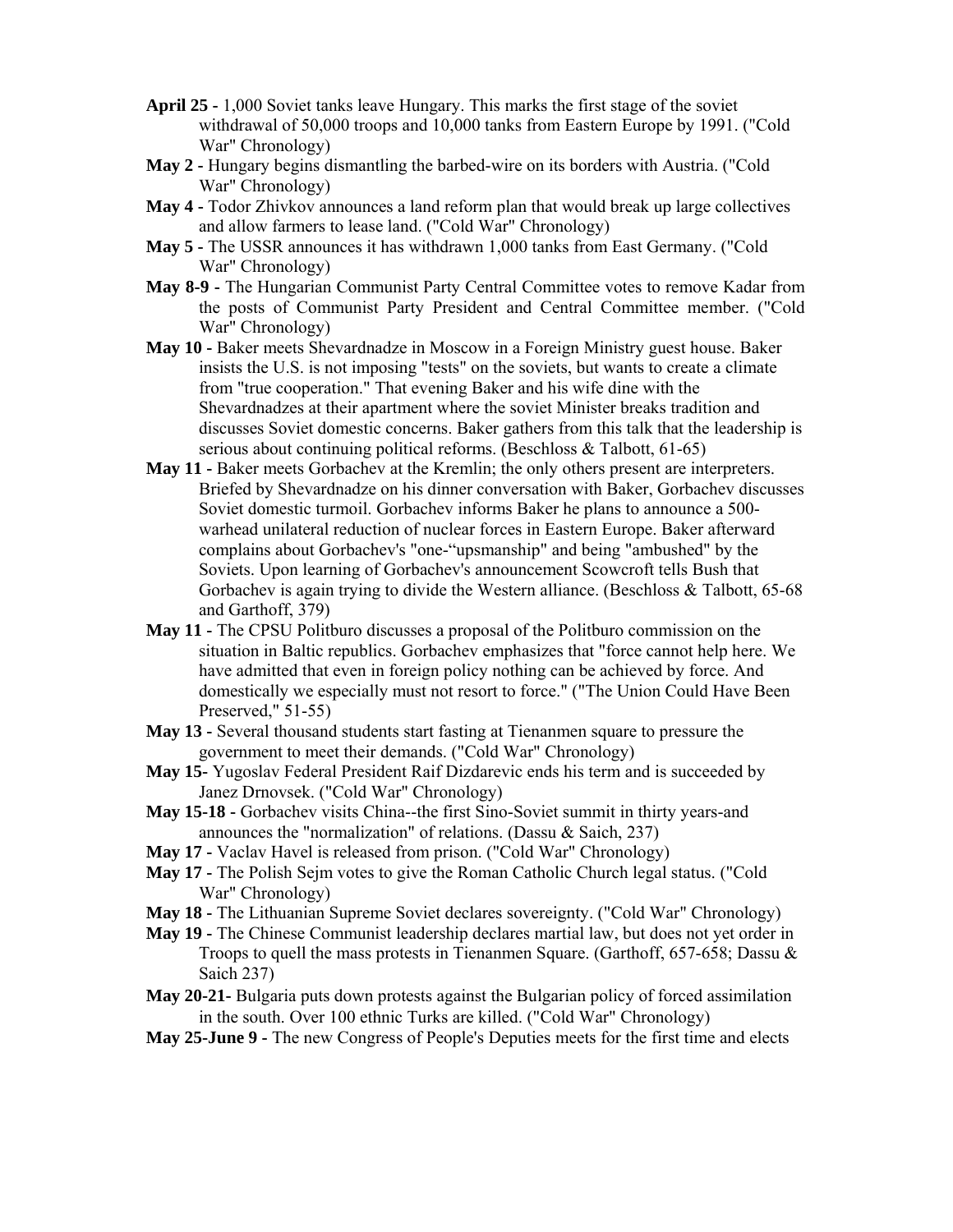**April 25 -** 1,000 Soviet tanks leave Hungary. This marks the first stage of the soviet withdrawal of 50,000 troops and 10,000 tanks from Eastern Europe by 1991. ("Cold War" Chronology)

**May 2 -** Hungary begins dismantling the barbed-wire on its borders with Austria. ("Cold War" Chronology)

**May 4 -** Todor Zhivkov announces a land reform plan that would break up large collectives and allow farmers to lease land. ("Cold War" Chronology)

**May 5 -** The USSR announces it has withdrawn 1,000 tanks from East Germany. ("Cold War" Chronology)

**May 8-9** - The Hungarian Communist Party Central Committee votes to remove Kadar from the posts of Communist Party President and Central Committee member. ("Cold War" Chronology)

**May 10 -** Baker meets Shevardnadze in Moscow in a Foreign Ministry guest house. Baker insists the U.S. is not imposing "tests" on the soviets, but wants to create a climate from "true cooperation." That evening Baker and his wife dine with the Shevardnadzes at their apartment where the soviet Minister breaks tradition and discusses Soviet domestic concerns. Baker gathers from this talk that the leadership is serious about continuing political reforms. (Beschloss & Talbott, 61-65)

**May 11** - Baker meets Gorbachev at the Kremlin; the only others present are interpreters. Briefed by Shevardnadze on his dinner conversation with Baker, Gorbachev discusses Soviet domestic turmoil. Gorbachev informs Baker he plans to announce a 500-warhead unilateral reduction of nuclear forces in Eastern Europe. Baker afterward complains about Gorbachev's "one-"upsmanship" and being "ambushed" by the Soviets. Upon learning of Gorbachev's announcement Scowcroft tells Bush that Gorbachev is again trying to divide the Western alliance. (Beschloss & Talbott, 65-68 and Garthoff, 379)

**May 11** - The CPSU Politburo discusses a proposal of the Politburo commission on the situation in Baltic republics. Gorbachev emphasizes that "force cannot help here. We have admitted that even in foreign policy nothing can be achieved by force. And domestically we especially must not resort to force." ("The Union Could Have Been Preserved," 51-55)

**May 13** - Several thousand students start fasting at Tienanmen square to pressure the government to meet their demands. ("Cold War" Chronology)

**May 15**- Yugoslav Federal President Raif Dizdarevic ends his term and is succeeded by Janez Drnovsek. ("Cold War" Chronology)

**May 15-18 -** Gorbachev visits China--the first Sino-Soviet summit in thirty years-and announces the "normalization" of relations. (Dassu & Saich, 237)

**May 17 -** Vaclav Havel is released from prison. ("Cold War" Chronology)

**May 17 -** The Polish Sejm votes to give the Roman Catholic Church legal status. ("Cold War" Chronology)

**May 18 -** The Lithuanian Supreme Soviet declares sovereignty. ("Cold War" Chronology)

**May 19 -** The Chinese Communist leadership declares martial law, but does not yet order in Troops to quell the mass protests in Tienanmen Square. (Garthoff, 657-658; Dassu & Saich 237)

**May 20-21-** Bulgaria puts down protests against the Bulgarian policy of forced assimilation in the south. Over 100 ethnic Turks are killed. ("Cold War" Chronology)

**May 25-June 9 -** The new Congress of People's Deputies meets for the first time and elects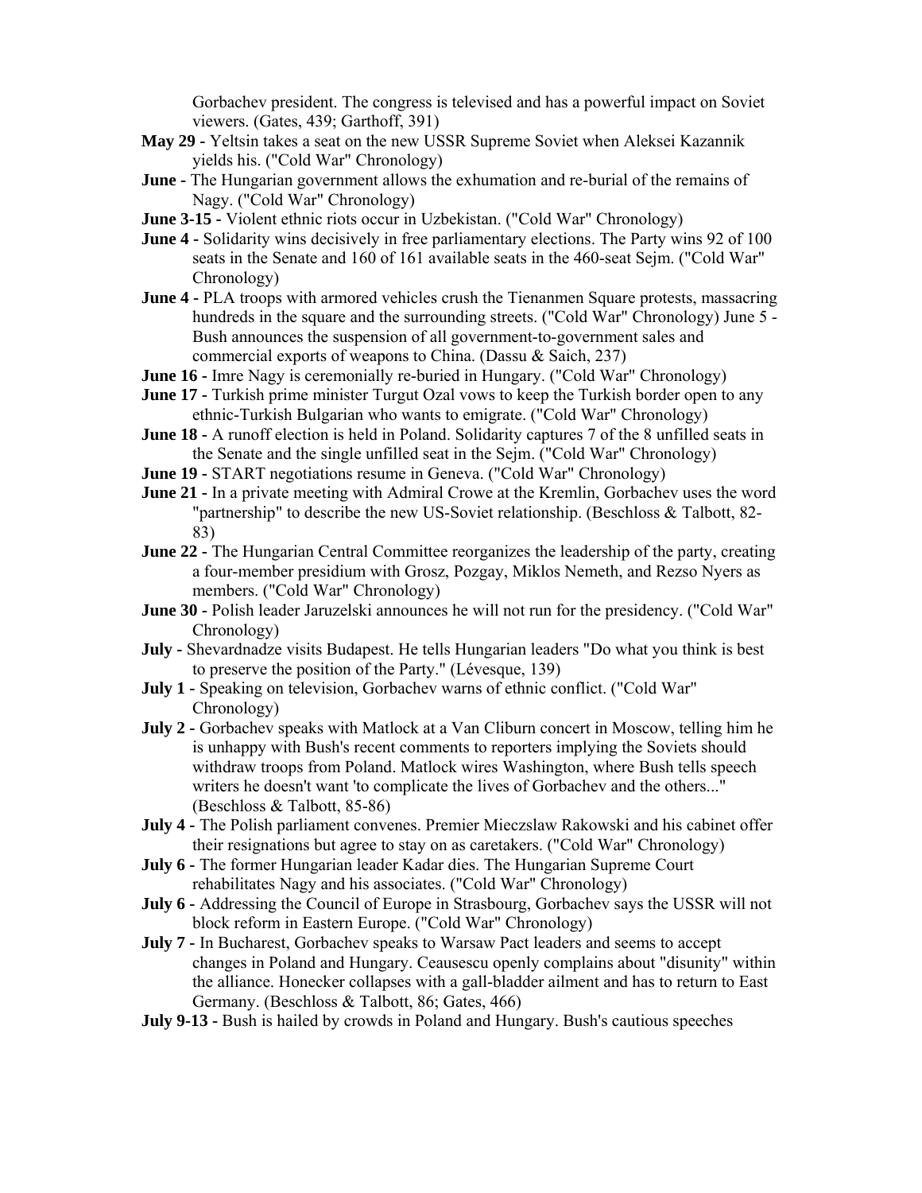Gorbachev president. The congress is televised and has a powerful impact on Soviet viewers. (Gates, 439; Garthoff, 391)

**May 29 -** Yeltsin takes a seat on the new USSR Supreme Soviet when Aleksei Kazannik yields his. ("Cold War" Chronology)

**June -** The Hungarian government allows the exhumation and re-burial of the remains of Nagy. ("Cold War" Chronology)

**June 3-15 -** Violent ethnic riots occur in Uzbekistan. ("Cold War" Chronology)

**June 4 -** Solidarity wins decisively in free parliamentary elections. The Party wins 92 of 100 seats in the Senate and 160 of 161 available seats in the 460-seat Sejm. ("Cold War" Chronology)

**June 4 -** PLA troops with armored vehicles crush the Tienanmen Square protests, massacring hundreds in the square and the surrounding streets. ("Cold War" Chronology) June 5 - Bush announces the suspension of all government-to-government sales and commercial exports of weapons to China. (Dassu & Saich, 237)

**June 16 -** Imre Nagy is ceremonially re-buried in Hungary. ("Cold War" Chronology)

**June 17 -** Turkish prime minister Turgut Ozal vows to keep the Turkish border open to any ethnic-Turkish Bulgarian who wants to emigrate. ("Cold War" Chronology)

**June 18 -** A runoff election is held in Poland. Solidarity captures 7 of the 8 unfilled seats in the Senate and the single unfilled seat in the Sejm. ("Cold War" Chronology)

**June 19 -** START negotiations resume in Geneva. ("Cold War" Chronology)

**June 21 -** In a private meeting with Admiral Crowe at the Kremlin, Gorbachev uses the word "partnership" to describe the new US-Soviet relationship. (Beschloss & Talbott, 82-83)

**June 22 -** The Hungarian Central Committee reorganizes the leadership of the party, creating a four-member presidium with Grosz, Pozgay, Miklos Nemeth, and Rezso Nyers as members. ("Cold War" Chronology)

**June 30 -** Polish leader Jaruzelski announces he will not run for the presidency. ("Cold War" Chronology)

**July -** Shevardnadze visits Budapest. He tells Hungarian leaders "Do what you think is best to preserve the position of the Party." (Lévesque, 139)

**July 1 -** Speaking on television, Gorbachev warns of ethnic conflict. ("Cold War" Chronology)

**July 2 -** Gorbachev speaks with Matlock at a Van Cliburn concert in Moscow, telling him he is unhappy with Bush's recent comments to reporters implying the Soviets should withdraw troops from Poland. Matlock wires Washington, where Bush tells speech writers he doesn't want 'to complicate the lives of Gorbachev and the others..." (Beschloss & Talbott, 85-86)

**July 4 -** The Polish parliament convenes. Premier Mieczslaw Rakowski and his cabinet offer their resignations but agree to stay on as caretakers. ("Cold War" Chronology)

**July 6 -** The former Hungarian leader Kadar dies. The Hungarian Supreme Court rehabilitates Nagy and his associates. ("Cold War" Chronology)

**July 6 -** Addressing the Council of Europe in Strasbourg, Gorbachev says the USSR will not block reform in Eastern Europe. ("Cold War" Chronology)

**July 7 -** In Bucharest, Gorbachev speaks to Warsaw Pact leaders and seems to accept changes in Poland and Hungary. Ceausescu openly complains about "disunity" within the alliance. Honecker collapses with a gall-bladder ailment and has to return to East Germany. (Beschloss & Talbott, 86; Gates, 466)

**July 9-13 -** Bush is hailed by crowds in Poland and Hungary. Bush's cautious speeches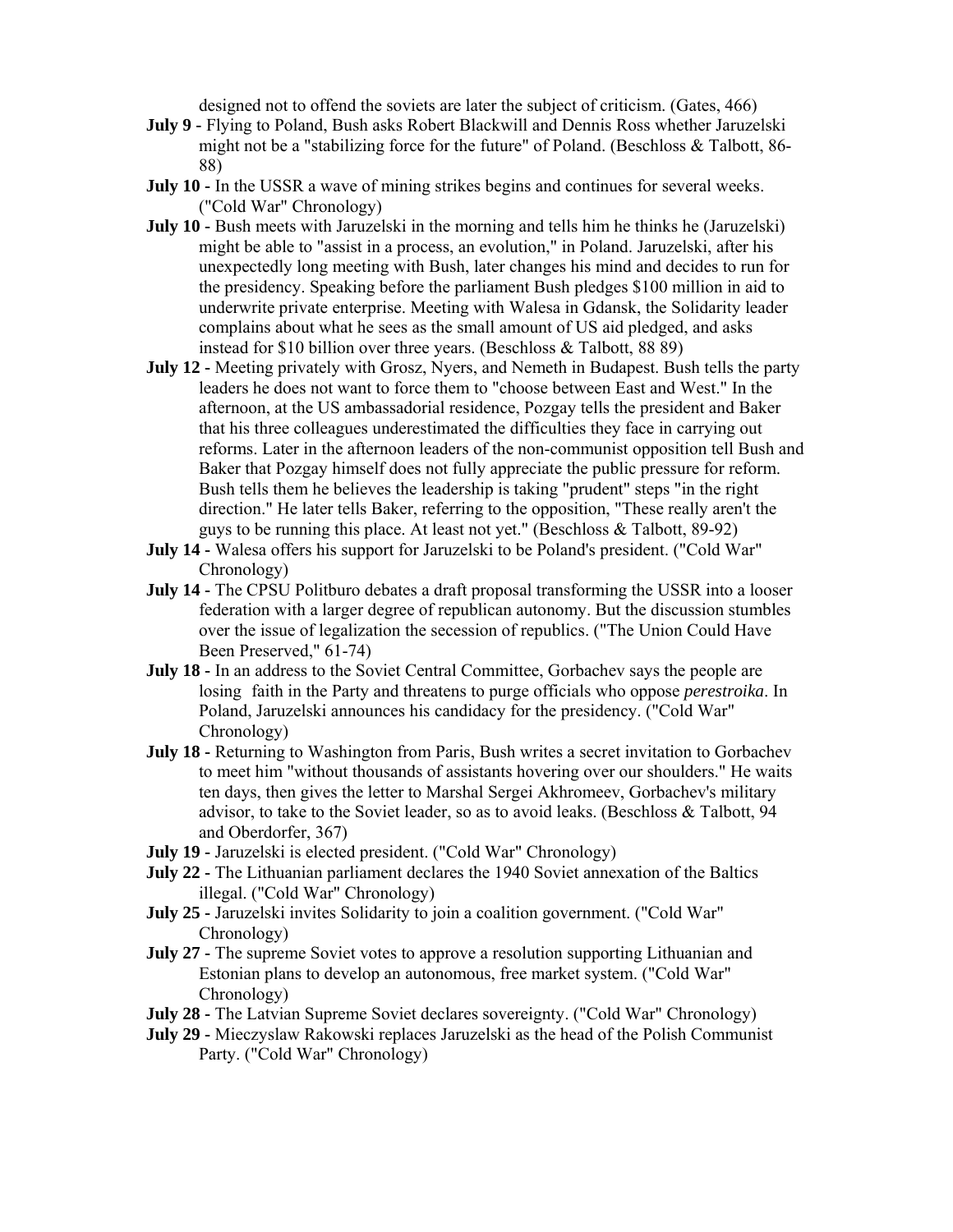designed not to offend the soviets are later the subject of criticism. (Gates, 466)

**July 9 -** Flying to Poland, Bush asks Robert Blackwill and Dennis Ross whether Jaruzelski might not be a "stabilizing force for the future" of Poland. (Beschloss & Talbott, 86-88)

**July 10 -** In the USSR a wave of mining strikes begins and continues for several weeks. ("Cold War" Chronology)

**July 10 -** Bush meets with Jaruzelski in the morning and tells him he thinks he (Jaruzelski) might be able to "assist in a process, an evolution," in Poland. Jaruzelski, after his unexpectedly long meeting with Bush, later changes his mind and decides to run for the presidency. Speaking before the parliament Bush pledges $100 million in aid to underwrite private enterprise. Meeting with Walesa in Gdansk, the Solidarity leader complains about what he sees as the small amount of US aid pledged, and asks instead for $10 billion over three years. (Beschloss & Talbott, 88 89)

**July 12 -** Meeting privately with Grosz, Nyers, and Nemeth in Budapest. Bush tells the party leaders he does not want to force them to "choose between East and West." In the afternoon, at the US ambassadorial residence, Pozgay tells the president and Baker that his three colleagues underestimated the difficulties they face in carrying out reforms. Later in the afternoon leaders of the non-communist opposition tell Bush and Baker that Pozgay himself does not fully appreciate the public pressure for reform. Bush tells them he believes the leadership is taking "prudent" steps "in the right direction." He later tells Baker, referring to the opposition, "These really aren't the guys to be running this place. At least not yet." (Beschloss & Talbott, 89-92)

**July 14 -** Walesa offers his support for Jaruzelski to be Poland's president. ("Cold War" Chronology)

**July 14 -** The CPSU Politburo debates a draft proposal transforming the USSR into a looser federation with a larger degree of republican autonomy. But the discussion stumbles over the issue of legalization the secession of republics. ("The Union Could Have Been Preserved," 61-74)

**July 18 -** In an address to the Soviet Central Committee, Gorbachev says the people are losing faith in the Party and threatens to purge officials who oppose *perestroika*. In Poland, Jaruzelski announces his candidacy for the presidency. ("Cold War" Chronology)

**July 18 -** Returning to Washington from Paris, Bush writes a secret invitation to Gorbachev to meet him "without thousands of assistants hovering over our shoulders." He waits ten days, then gives the letter to Marshal Sergei Akhromeev, Gorbachev's military advisor, to take to the Soviet leader, so as to avoid leaks. (Beschloss & Talbott, 94 and Oberdorfer, 367)

**July 19 -** Jaruzelski is elected president. ("Cold War" Chronology)

**July 22 -** The Lithuanian parliament declares the 1940 Soviet annexation of the Baltics illegal. ("Cold War" Chronology)

**July 25 -** Jaruzelski invites Solidarity to join a coalition government. ("Cold War" Chronology)

**July 27 -** The supreme Soviet votes to approve a resolution supporting Lithuanian and Estonian plans to develop an autonomous, free market system. ("Cold War" Chronology)

**July 28** - The Latvian Supreme Soviet declares sovereignty. ("Cold War" Chronology)

**July 29 -** Mieczyslaw Rakowski replaces Jaruzelski as the head of the Polish Communist Party. ("Cold War" Chronology)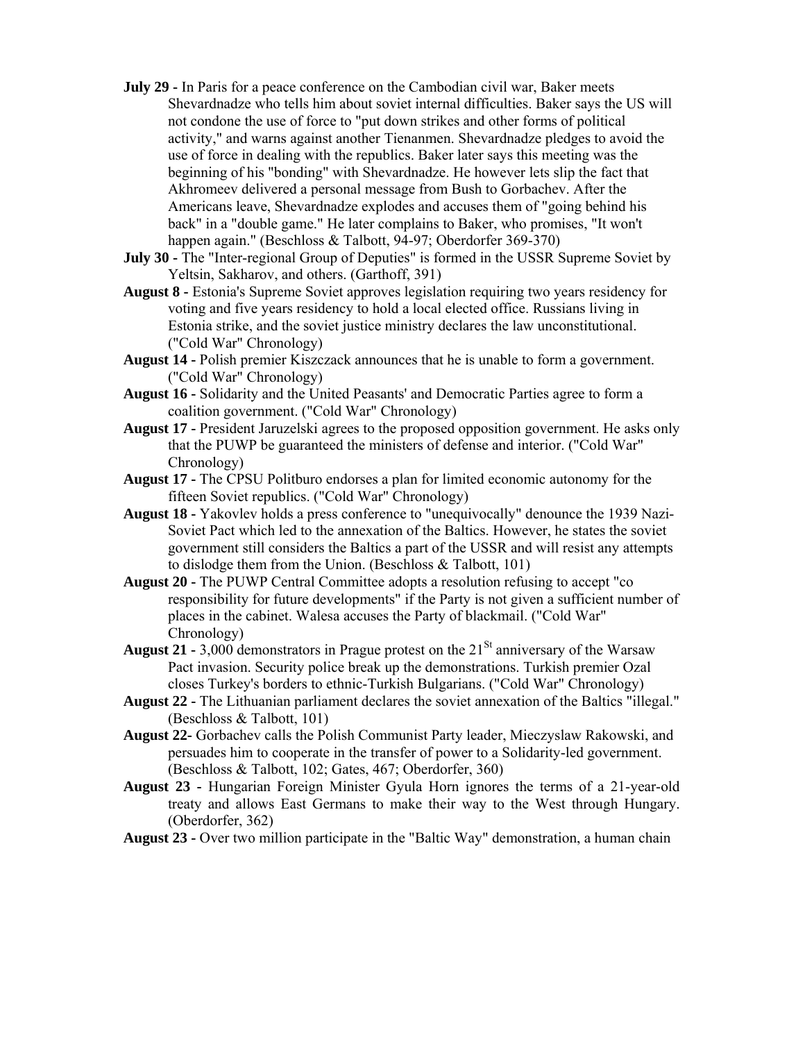**July 29** - In Paris for a peace conference on the Cambodian civil war, Baker meets Shevardnadze who tells him about soviet internal difficulties. Baker says the US will not condone the use of force to "put down strikes and other forms of political activity," and warns against another Tienanmen. Shevardnadze pledges to avoid the use of force in dealing with the republics. Baker later says this meeting was the beginning of his "bonding" with Shevardnadze. He however lets slip the fact that Akhromeev delivered a personal message from Bush to Gorbachev. After the Americans leave, Shevardnadze explodes and accuses them of "going behind his back" in a "double game." He later complains to Baker, who promises, "It won't happen again." (Beschloss & Talbott, 94-97; Oberdorfer 369-370)

**July 30** - The "Inter-regional Group of Deputies" is formed in the USSR Supreme Soviet by Yeltsin, Sakharov, and others. (Garthoff, 391)

**August 8** - Estonia's Supreme Soviet approves legislation requiring two years residency for voting and five years residency to hold a local elected office. Russians living in Estonia strike, and the soviet justice ministry declares the law unconstitutional. ("Cold War" Chronology)

**August 14** - Polish premier Kiszczack announces that he is unable to form a government. ("Cold War" Chronology)

**August 16** - Solidarity and the United Peasants' and Democratic Parties agree to form a coalition government. ("Cold War" Chronology)

**August 17** - President Jaruzelski agrees to the proposed opposition government. He asks only that the PUWP be guaranteed the ministers of defense and interior. ("Cold War" Chronology)

**August 17** - The CPSU Politburo endorses a plan for limited economic autonomy for the fifteen Soviet republics. ("Cold War" Chronology)

**August 18** - Yakovlev holds a press conference to "unequivocally" denounce the 1939 Nazi-Soviet Pact which led to the annexation of the Baltics. However, he states the soviet government still considers the Baltics a part of the USSR and will resist any attempts to dislodge them from the Union. (Beschloss & Talbott, 101)

**August 20** - The PUWP Central Committee adopts a resolution refusing to accept "co responsibility for future developments" if the Party is not given a sufficient number of places in the cabinet. Walesa accuses the Party of blackmail. ("Cold War" Chronology)

**August 21** - 3,000 demonstrators in Prague protest on the 21st anniversary of the Warsaw Pact invasion. Security police break up the demonstrations. Turkish premier Ozal closes Turkey's borders to ethnic-Turkish Bulgarians. ("Cold War" Chronology)

**August 22** - The Lithuanian parliament declares the soviet annexation of the Baltics "illegal." (Beschloss & Talbott, 101)

**August 22**- Gorbachev calls the Polish Communist Party leader, Mieczyslaw Rakowski, and persuades him to cooperate in the transfer of power to a Solidarity-led government. (Beschloss & Talbott, 102; Gates, 467; Oberdorfer, 360)

**August 23** - Hungarian Foreign Minister Gyula Horn ignores the terms of a 21-year-old treaty and allows East Germans to make their way to the West through Hungary. (Oberdorfer, 362)

**August 23** - Over two million participate in the "Baltic Way" demonstration, a human chain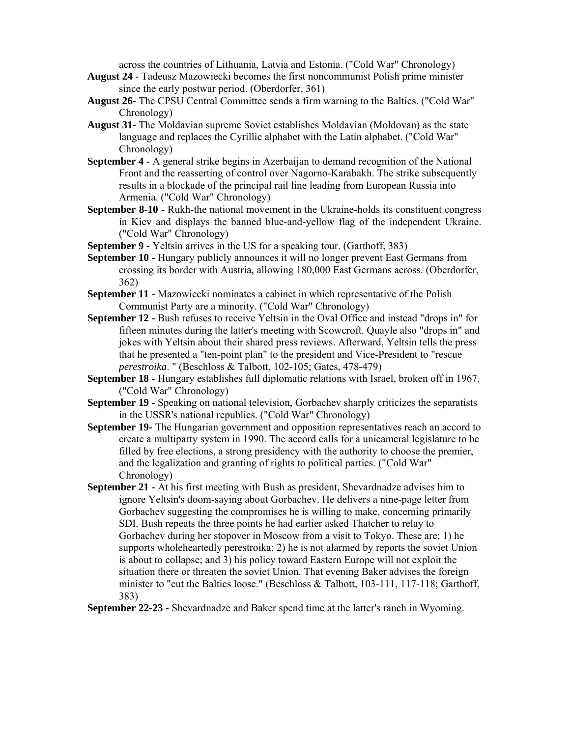across the countries of Lithuania, Latvia and Estonia. ("Cold War" Chronology)

**August 24 -** Tadeusz Mazowiecki becomes the first noncommunist Polish prime minister since the early postwar period. (Oberdorfer, 361)

**August 26-** The CPSU Central Committee sends a firm warning to the Baltics. ("Cold War" Chronology)

**August 31-** The Moldavian supreme Soviet establishes Moldavian (Moldovan) as the state language and replaces the Cyrillic alphabet with the Latin alphabet. ("Cold War" Chronology)

**September 4 -** A general strike begins in Azerbaijan to demand recognition of the National Front and the reasserting of control over Nagorno-Karabakh. The strike subsequently results in a blockade of the principal rail line leading from European Russia into Armenia. ("Cold War" Chronology)

**September 8-10 -** Rukh-the national movement in the Ukraine-holds its constituent congress in Kiev and displays the banned blue-and-yellow flag of the independent Ukraine. ("Cold War" Chronology)

**September 9 -** Yeltsin arrives in the US for a speaking tour. (Garthoff, 383)

**September 10 -** Hungary publicly announces it will no longer prevent East Germans from crossing its border with Austria, allowing 180,000 East Germans across. (Oberdorfer, 362)

**September 11 -** Mazowiecki nominates a cabinet in which representative of the Polish Communist Party are a minority. ("Cold War" Chronology)

**September 12 -** Bush refuses to receive Yeltsin in the Oval Office and instead "drops in" for fifteen minutes during the latter's meeting with Scowcroft. Quayle also "drops in" and jokes with Yeltsin about their shared press reviews. Afterward, Yeltsin tells the press that he presented a "ten-point plan" to the president and Vice-President to "rescue *perestroika*. " (Beschloss & Talbott, 102-105; Gates, 478-479)

**September 18 -** Hungary establishes full diplomatic relations with Israel, broken off in 1967. ("Cold War" Chronology)

**September 19 -** Speaking on national television, Gorbachev sharply criticizes the separatists in the USSR's national republics. ("Cold War" Chronology)

**September 19-** The Hungarian government and opposition representatives reach an accord to create a multiparty system in 1990. The accord calls for a unicameral legislature to be filled by free elections, a strong presidency with the authority to choose the premier, and the legalization and granting of rights to political parties. ("Cold War" Chronology)

**September 21 -** At his first meeting with Bush as president, Shevardnadze advises him to ignore Yeltsin's doom-saying about Gorbachev. He delivers a nine-page letter from Gorbachev suggesting the compromises he is willing to make, concerning primarily SDI. Bush repeats the three points he had earlier asked Thatcher to relay to Gorbachev during her stopover in Moscow from a visit to Tokyo. These are: 1) he supports wholeheartedly perestroika; 2) he is not alarmed by reports the soviet Union is about to collapse; and 3) his policy toward Eastern Europe will not exploit the situation there or threaten the soviet Union. That evening Baker advises the foreign minister to "cut the Baltics loose." (Beschloss & Talbott, 103-111, 117-118; Garthoff, 383)

**September 22-23 -** Shevardnadze and Baker spend time at the latter's ranch in Wyoming.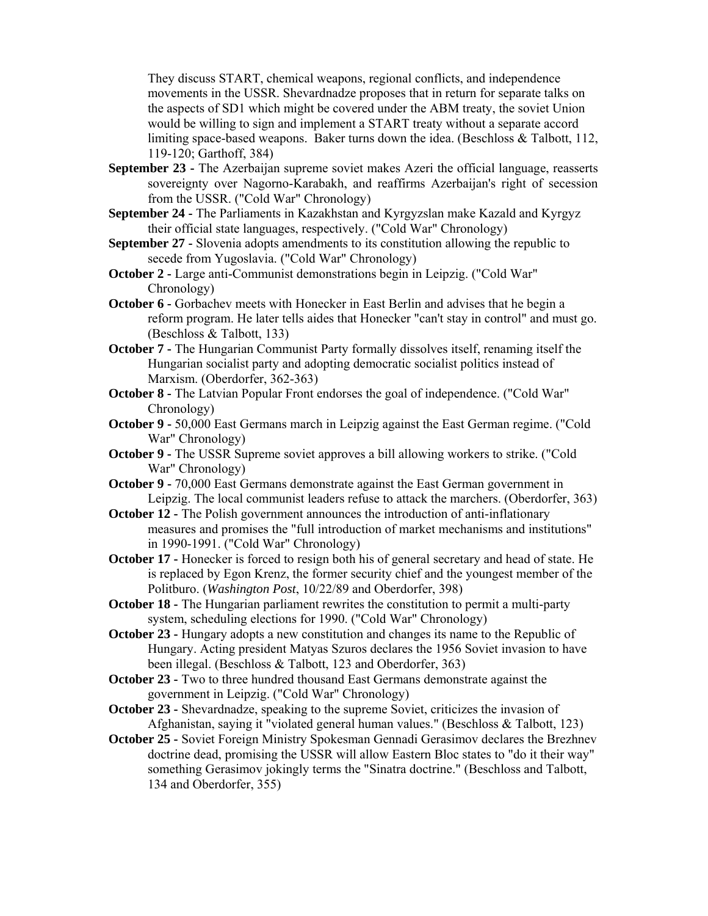They discuss START, chemical weapons, regional conflicts, and independence movements in the USSR. Shevardnadze proposes that in return for separate talks on the aspects of SD1 which might be covered under the ABM treaty, the soviet Union would be willing to sign and implement a START treaty without a separate accord limiting space-based weapons. Baker turns down the idea. (Beschloss & Talbott, 112, 119-120; Garthoff, 384)

**September 23 -** The Azerbaijan supreme soviet makes Azeri the official language, reasserts sovereignty over Nagorno-Karabakh, and reaffirms Azerbaijan's right of secession from the USSR. ("Cold War" Chronology)

**September 24 -** The Parliaments in Kazakhstan and Kyrgyzslan make Kazald and Kyrgyz their official state languages, respectively. ("Cold War" Chronology)

**September 27 -** Slovenia adopts amendments to its constitution allowing the republic to secede from Yugoslavia. ("Cold War" Chronology)

**October 2 -** Large anti-Communist demonstrations begin in Leipzig. ("Cold War" Chronology)

**October 6 -** Gorbachev meets with Honecker in East Berlin and advises that he begin a reform program. He later tells aides that Honecker "can't stay in control" and must go. (Beschloss & Talbott, 133)

**October 7 -** The Hungarian Communist Party formally dissolves itself, renaming itself the Hungarian socialist party and adopting democratic socialist politics instead of Marxism. (Oberdorfer, 362-363)

**October 8 -** The Latvian Popular Front endorses the goal of independence. ("Cold War" Chronology)

**October 9 -** 50,000 East Germans march in Leipzig against the East German regime. ("Cold War" Chronology)

**October 9 -** The USSR Supreme soviet approves a bill allowing workers to strike. ("Cold War" Chronology)

**October 9 -** 70,000 East Germans demonstrate against the East German government in Leipzig. The local communist leaders refuse to attack the marchers. (Oberdorfer, 363)

**October 12 -** The Polish government announces the introduction of anti-inflationary measures and promises the "full introduction of market mechanisms and institutions" in 1990-1991. ("Cold War" Chronology)

**October 17 -** Honecker is forced to resign both his of general secretary and head of state. He is replaced by Egon Krenz, the former security chief and the youngest member of the Politburo. (*Washington Post*, 10/22/89 and Oberdorfer, 398)

**October 18 -** The Hungarian parliament rewrites the constitution to permit a multi-party system, scheduling elections for 1990. ("Cold War" Chronology)

**October 23 -** Hungary adopts a new constitution and changes its name to the Republic of Hungary. Acting president Matyas Szuros declares the 1956 Soviet invasion to have been illegal. (Beschloss & Talbott, 123 and Oberdorfer, 363)

**October 23 -** Two to three hundred thousand East Germans demonstrate against the government in Leipzig. ("Cold War" Chronology)

**October 23 -** Shevardnadze, speaking to the supreme Soviet, criticizes the invasion of Afghanistan, saying it "violated general human values." (Beschloss & Talbott, 123)

**October 25 -** Soviet Foreign Ministry Spokesman Gennadi Gerasimov declares the Brezhnev doctrine dead, promising the USSR will allow Eastern Bloc states to "do it their way" something Gerasimov jokingly terms the "Sinatra doctrine." (Beschloss and Talbott, 134 and Oberdorfer, 355)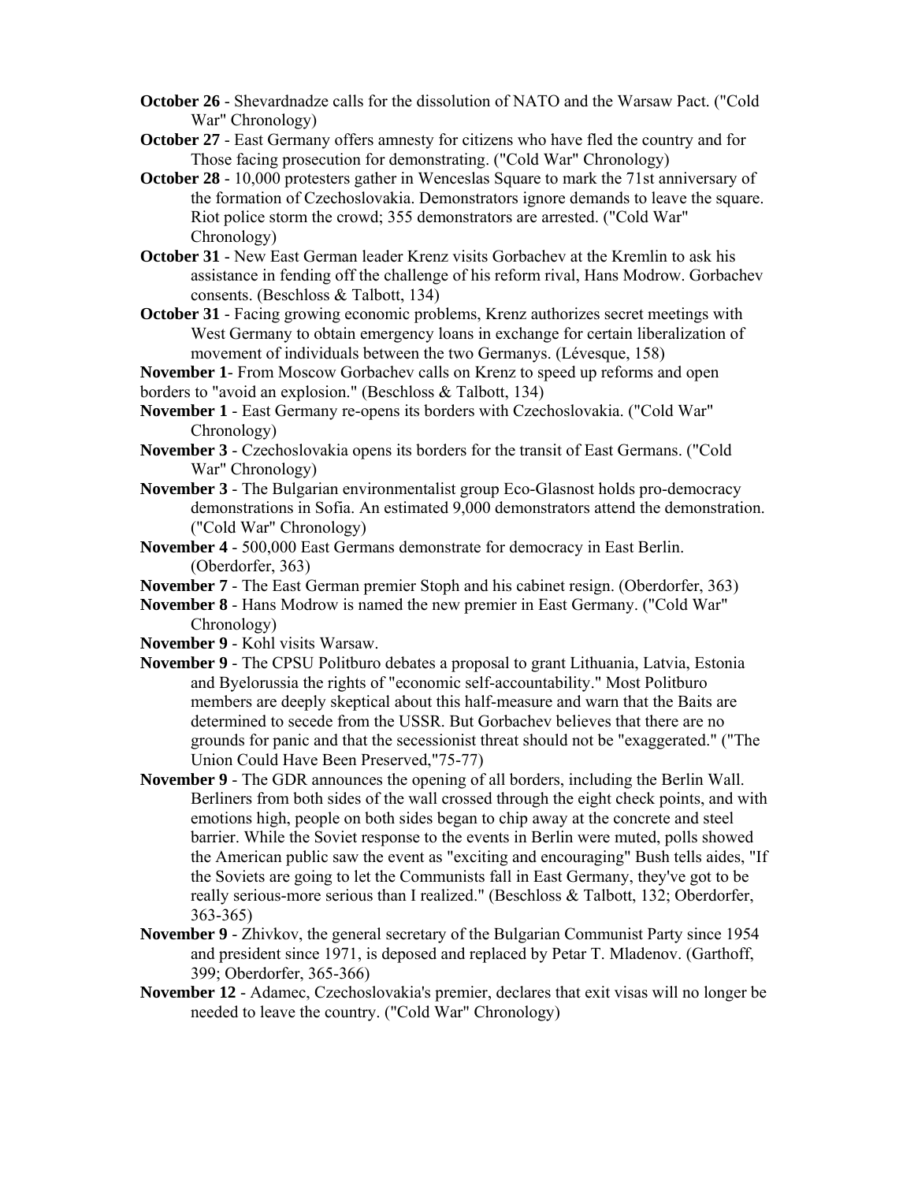**October 26** - Shevardnadze calls for the dissolution of NATO and the Warsaw Pact. ("Cold War" Chronology)

**October 27** - East Germany offers amnesty for citizens who have fled the country and for Those facing prosecution for demonstrating. ("Cold War" Chronology)

**October 28** - 10,000 protesters gather in Wenceslas Square to mark the 71st anniversary of the formation of Czechoslovakia. Demonstrators ignore demands to leave the square. Riot police storm the crowd; 355 demonstrators are arrested. ("Cold War" Chronology)

**October 31** - New East German leader Krenz visits Gorbachev at the Kremlin to ask his assistance in fending off the challenge of his reform rival, Hans Modrow. Gorbachev consents. (Beschloss & Talbott, 134)

**October 31** - Facing growing economic problems, Krenz authorizes secret meetings with West Germany to obtain emergency loans in exchange for certain liberalization of movement of individuals between the two Germanys. (Lévesque, 158)

**November 1**- From Moscow Gorbachev calls on Krenz to speed up reforms and open borders to "avoid an explosion." (Beschloss & Talbott, 134)

**November 1** - East Germany re-opens its borders with Czechoslovakia. ("Cold War" Chronology)

**November 3** - Czechoslovakia opens its borders for the transit of East Germans. ("Cold War" Chronology)

**November 3** - The Bulgarian environmentalist group Eco-Glasnost holds pro-democracy demonstrations in Sofia. An estimated 9,000 demonstrators attend the demonstration. ("Cold War" Chronology)

**November 4** - 500,000 East Germans demonstrate for democracy in East Berlin. (Oberdorfer, 363)

**November 7** - The East German premier Stoph and his cabinet resign. (Oberdorfer, 363)

**November 8** - Hans Modrow is named the new premier in East Germany. ("Cold War" Chronology)

**November 9** - Kohl visits Warsaw.

**November 9** - The CPSU Politburo debates a proposal to grant Lithuania, Latvia, Estonia and Byelorussia the rights of "economic self-accountability." Most Politburo members are deeply skeptical about this half-measure and warn that the Baits are determined to secede from the USSR. But Gorbachev believes that there are no grounds for panic and that the secessionist threat should not be "exaggerated." ("The Union Could Have Been Preserved,"75-77)

**November 9** - The GDR announces the opening of all borders, including the Berlin Wall. Berliners from both sides of the wall crossed through the eight check points, and with emotions high, people on both sides began to chip away at the concrete and steel barrier. While the Soviet response to the events in Berlin were muted, polls showed the American public saw the event as "exciting and encouraging" Bush tells aides, "If the Soviets are going to let the Communists fall in East Germany, they've got to be really serious-more serious than I realized." (Beschloss & Talbott, 132; Oberdorfer, 363-365)

**November 9** - Zhivkov, the general secretary of the Bulgarian Communist Party since 1954 and president since 1971, is deposed and replaced by Petar T. Mladenov. (Garthoff, 399; Oberdorfer, 365-366)

**November 12** - Adamec, Czechoslovakia's premier, declares that exit visas will no longer be needed to leave the country. ("Cold War" Chronology)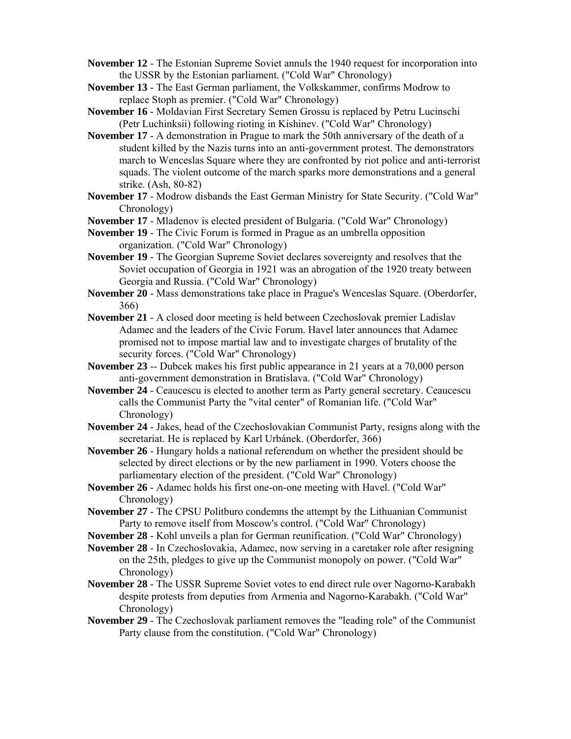**November 12** - The Estonian Supreme Soviet annuls the 1940 request for incorporation into the USSR by the Estonian parliament. ("Cold War" Chronology)

**November 13** - The East German parliament, the Volkskammer, confirms Modrow to replace Stoph as premier. ("Cold War" Chronology)

**November 16** - Moldavian First Secretary Semen Grossu is replaced by Petru Lucinschi (Petr Luchinksii) following rioting in Kishinev. ("Cold War" Chronology)

**November 17** - A demonstration in Prague to mark the 50th anniversary of the death of a student killed by the Nazis turns into an anti-government protest. The demonstrators march to Wenceslas Square where they are confronted by riot police and anti-terrorist squads. The violent outcome of the march sparks more demonstrations and a general strike. (Ash, 80-82)

**November 17** - Modrow disbands the East German Ministry for State Security. ("Cold War" Chronology)

**November 17** - Mladenov is elected president of Bulgaria. ("Cold War" Chronology)

**November 19** - The Civic Forum is formed in Prague as an umbrella opposition organization. ("Cold War" Chronology)

**November 19** - The Georgian Supreme Soviet declares sovereignty and resolves that the Soviet occupation of Georgia in 1921 was an abrogation of the 1920 treaty between Georgia and Russia. ("Cold War" Chronology)

**November 20** - Mass demonstrations take place in Prague's Wenceslas Square. (Oberdorfer, 366)

**November 21** - A closed door meeting is held between Czechoslovak premier Ladislav Adamec and the leaders of the Civic Forum. Havel later announces that Adamec promised not to impose martial law and to investigate charges of brutality of the security forces. ("Cold War" Chronology)

**November 23** -- Dubcek makes his first public appearance in 21 years at a 70,000 person anti-government demonstration in Bratislava. ("Cold War" Chronology)

**November 24** - Ceaucescu is elected to another term as Party general secretary. Ceaucescu calls the Communist Party the "vital center" of Romanian life. ("Cold War" Chronology)

**November 24** - Jakes, head of the Czechoslovakian Communist Party, resigns along with the secretariat. He is replaced by Karl Urbánek. (Oberdorfer, 366)

**November 26** - Hungary holds a national referendum on whether the president should be selected by direct elections or by the new parliament in 1990. Voters choose the parliamentary election of the president. ("Cold War" Chronology)

**November 26** - Adamec holds his first one-on-one meeting with Havel. ("Cold War" Chronology)

**November 27** - The CPSU Politburo condemns the attempt by the Lithuanian Communist Party to remove itself from Moscow's control. ("Cold War" Chronology)

**November 28** - Kohl unveils a plan for German reunification. ("Cold War" Chronology)

**November 28** - In Czechoslovakia, Adamec, now serving in a caretaker role after resigning on the 25th, pledges to give up the Communist monopoly on power. ("Cold War" Chronology)

**November 28** - The USSR Supreme Soviet votes to end direct rule over Nagorno-Karabakh despite protests from deputies from Armenia and Nagorno-Karabakh. ("Cold War" Chronology)

**November 29** - The Czechoslovak parliament removes the "leading role" of the Communist Party clause from the constitution. ("Cold War" Chronology)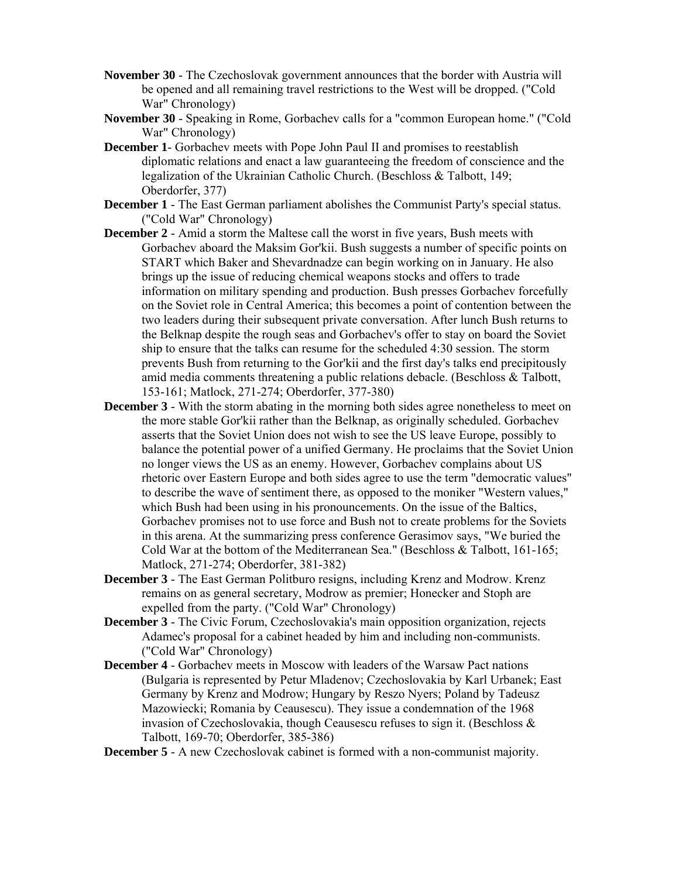**November 30** - The Czechoslovak government announces that the border with Austria will be opened and all remaining travel restrictions to the West will be dropped. ("Cold War" Chronology)

**November 30** - Speaking in Rome, Gorbachev calls for a "common European home." ("Cold War" Chronology)

**December 1**- Gorbachev meets with Pope John Paul II and promises to reestablish diplomatic relations and enact a law guaranteeing the freedom of conscience and the legalization of the Ukrainian Catholic Church. (Beschloss & Talbott, 149; Oberdorfer, 377)

**December 1** - The East German parliament abolishes the Communist Party's special status. ("Cold War" Chronology)

**December 2** - Amid a storm the Maltese call the worst in five years, Bush meets with Gorbachev aboard the Maksim Gor'kii. Bush suggests a number of specific points on START which Baker and Shevardnadze can begin working on in January. He also brings up the issue of reducing chemical weapons stocks and offers to trade information on military spending and production. Bush presses Gorbachev forcefully on the Soviet role in Central America; this becomes a point of contention between the two leaders during their subsequent private conversation. After lunch Bush returns to the Belknap despite the rough seas and Gorbachev's offer to stay on board the Soviet ship to ensure that the talks can resume for the scheduled 4:30 session. The storm prevents Bush from returning to the Gor'kii and the first day's talks end precipitously amid media comments threatening a public relations debacle. (Beschloss & Talbott, 153-161; Matlock, 271-274; Oberdorfer, 377-380)

**December 3** - With the storm abating in the morning both sides agree nonetheless to meet on the more stable Gor'kii rather than the Belknap, as originally scheduled. Gorbachev asserts that the Soviet Union does not wish to see the US leave Europe, possibly to balance the potential power of a unified Germany. He proclaims that the Soviet Union no longer views the US as an enemy. However, Gorbachev complains about US rhetoric over Eastern Europe and both sides agree to use the term "democratic values" to describe the wave of sentiment there, as opposed to the moniker "Western values," which Bush had been using in his pronouncements. On the issue of the Baltics, Gorbachev promises not to use force and Bush not to create problems for the Soviets in this arena. At the summarizing press conference Gerasimov says, "We buried the Cold War at the bottom of the Mediterranean Sea." (Beschloss & Talbott, 161-165; Matlock, 271-274; Oberdorfer, 381-382)

**December 3** - The East German Politburo resigns, including Krenz and Modrow. Krenz remains on as general secretary, Modrow as premier; Honecker and Stoph are expelled from the party. ("Cold War" Chronology)

**December 3** - The Civic Forum, Czechoslovakia's main opposition organization, rejects Adamec's proposal for a cabinet headed by him and including non-communists. ("Cold War" Chronology)

**December 4** - Gorbachev meets in Moscow with leaders of the Warsaw Pact nations (Bulgaria is represented by Petur Mladenov; Czechoslovakia by Karl Urbanek; East Germany by Krenz and Modrow; Hungary by Reszo Nyers; Poland by Tadeusz Mazowiecki; Romania by Ceausescu). They issue a condemnation of the 1968 invasion of Czechoslovakia, though Ceausescu refuses to sign it. (Beschloss & Talbott, 169-70; Oberdorfer, 385-386)

**December 5** - A new Czechoslovak cabinet is formed with a non-communist majority.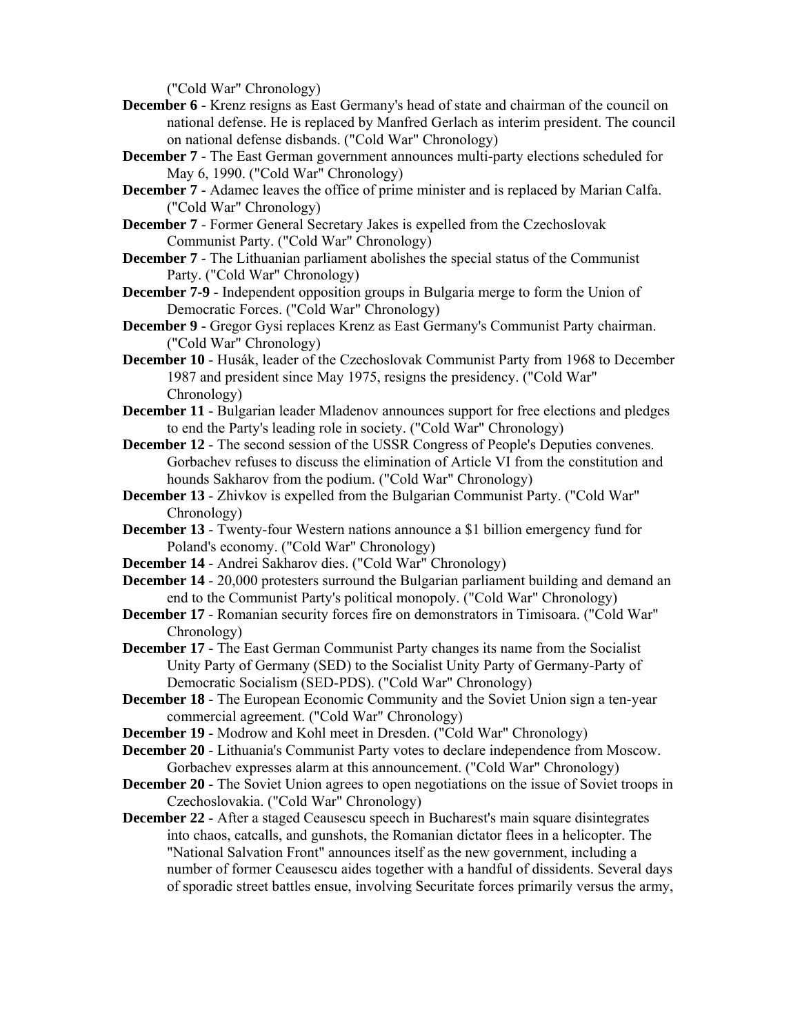("Cold War" Chronology)

**December 6** - Krenz resigns as East Germany's head of state and chairman of the council on national defense. He is replaced by Manfred Gerlach as interim president. The council on national defense disbands. ("Cold War" Chronology)

**December 7** - The East German government announces multi-party elections scheduled for May 6, 1990. ("Cold War" Chronology)

**December 7** - Adamec leaves the office of prime minister and is replaced by Marian Calfa. ("Cold War" Chronology)

**December 7** - Former General Secretary Jakes is expelled from the Czechoslovak Communist Party. ("Cold War" Chronology)

**December 7** - The Lithuanian parliament abolishes the special status of the Communist Party. ("Cold War" Chronology)

**December 7-9** - Independent opposition groups in Bulgaria merge to form the Union of Democratic Forces. ("Cold War" Chronology)

**December 9** - Gregor Gysi replaces Krenz as East Germany's Communist Party chairman. ("Cold War" Chronology)

**December 10** - Husák, leader of the Czechoslovak Communist Party from 1968 to December 1987 and president since May 1975, resigns the presidency. ("Cold War" Chronology)

**December 11** - Bulgarian leader Mladenov announces support for free elections and pledges to end the Party's leading role in society. ("Cold War" Chronology)

**December 12** - The second session of the USSR Congress of People's Deputies convenes. Gorbachev refuses to discuss the elimination of Article VI from the constitution and hounds Sakharov from the podium. ("Cold War" Chronology)

**December 13** - Zhivkov is expelled from the Bulgarian Communist Party. ("Cold War" Chronology)

**December 13** - Twenty-four Western nations announce a $1 billion emergency fund for Poland's economy. ("Cold War" Chronology)

**December 14** - Andrei Sakharov dies. ("Cold War" Chronology)

**December 14** - 20,000 protesters surround the Bulgarian parliament building and demand an end to the Communist Party's political monopoly. ("Cold War" Chronology)

**December 17** - Romanian security forces fire on demonstrators in Timisoara. ("Cold War" Chronology)

**December 17** - The East German Communist Party changes its name from the Socialist Unity Party of Germany (SED) to the Socialist Unity Party of Germany-Party of Democratic Socialism (SED-PDS). ("Cold War" Chronology)

**December 18** - The European Economic Community and the Soviet Union sign a ten-year commercial agreement. ("Cold War" Chronology)

**December 19** - Modrow and Kohl meet in Dresden. ("Cold War" Chronology)

**December 20** - Lithuania's Communist Party votes to declare independence from Moscow. Gorbachev expresses alarm at this announcement. ("Cold War" Chronology)

**December 20** - The Soviet Union agrees to open negotiations on the issue of Soviet troops in Czechoslovakia. ("Cold War" Chronology)

**December 22** - After a staged Ceausescu speech in Bucharest's main square disintegrates into chaos, catcalls, and gunshots, the Romanian dictator flees in a helicopter. The "National Salvation Front" announces itself as the new government, including a number of former Ceausescu aides together with a handful of dissidents. Several days of sporadic street battles ensue, involving Securitate forces primarily versus the army,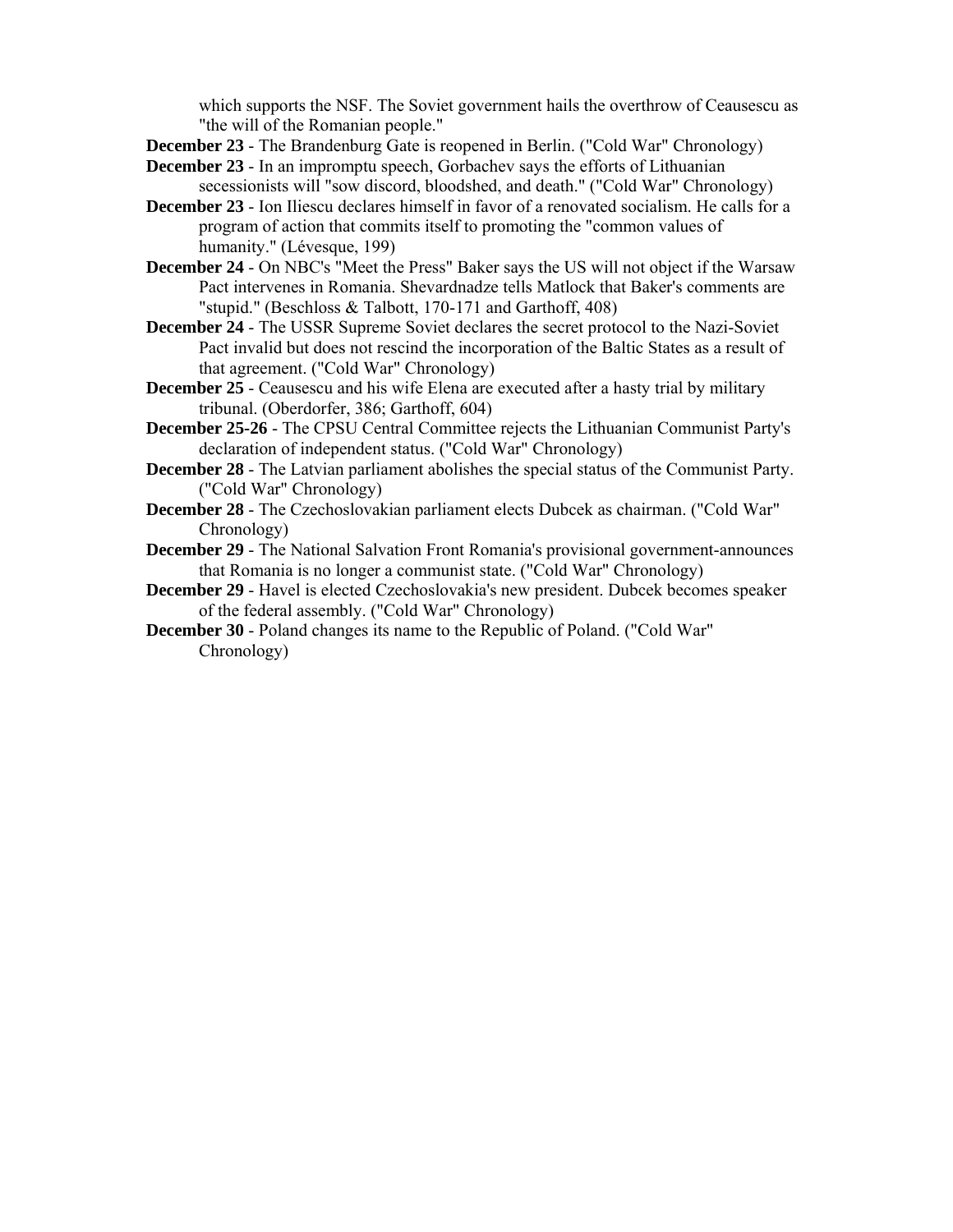which supports the NSF. The Soviet government hails the overthrow of Ceausescu as "the will of the Romanian people."

**December 23** - The Brandenburg Gate is reopened in Berlin. ("Cold War" Chronology)

**December 23** - In an impromptu speech, Gorbachev says the efforts of Lithuanian secessionists will "sow discord, bloodshed, and death." ("Cold War" Chronology)

**December 23** - Ion Iliescu declares himself in favor of a renovated socialism. He calls for a program of action that commits itself to promoting the "common values of humanity." (Lévesque, 199)

**December 24** - On NBC's "Meet the Press" Baker says the US will not object if the Warsaw Pact intervenes in Romania. Shevardnadze tells Matlock that Baker's comments are "stupid." (Beschloss & Talbott, 170-171 and Garthoff, 408)

**December 24** - The USSR Supreme Soviet declares the secret protocol to the Nazi-Soviet Pact invalid but does not rescind the incorporation of the Baltic States as a result of that agreement. ("Cold War" Chronology)

**December 25** - Ceausescu and his wife Elena are executed after a hasty trial by military tribunal. (Oberdorfer, 386; Garthoff, 604)

**December 25-26** - The CPSU Central Committee rejects the Lithuanian Communist Party's declaration of independent status. ("Cold War" Chronology)

**December 28** - The Latvian parliament abolishes the special status of the Communist Party. ("Cold War" Chronology)

**December 28** - The Czechoslovakian parliament elects Dubcek as chairman. ("Cold War" Chronology)

**December 29** - The National Salvation Front Romania's provisional government-announces that Romania is no longer a communist state. ("Cold War" Chronology)

**December 29** - Havel is elected Czechoslovakia's new president. Dubcek becomes speaker of the federal assembly. ("Cold War" Chronology)

**December 30** - Poland changes its name to the Republic of Poland. ("Cold War" Chronology)